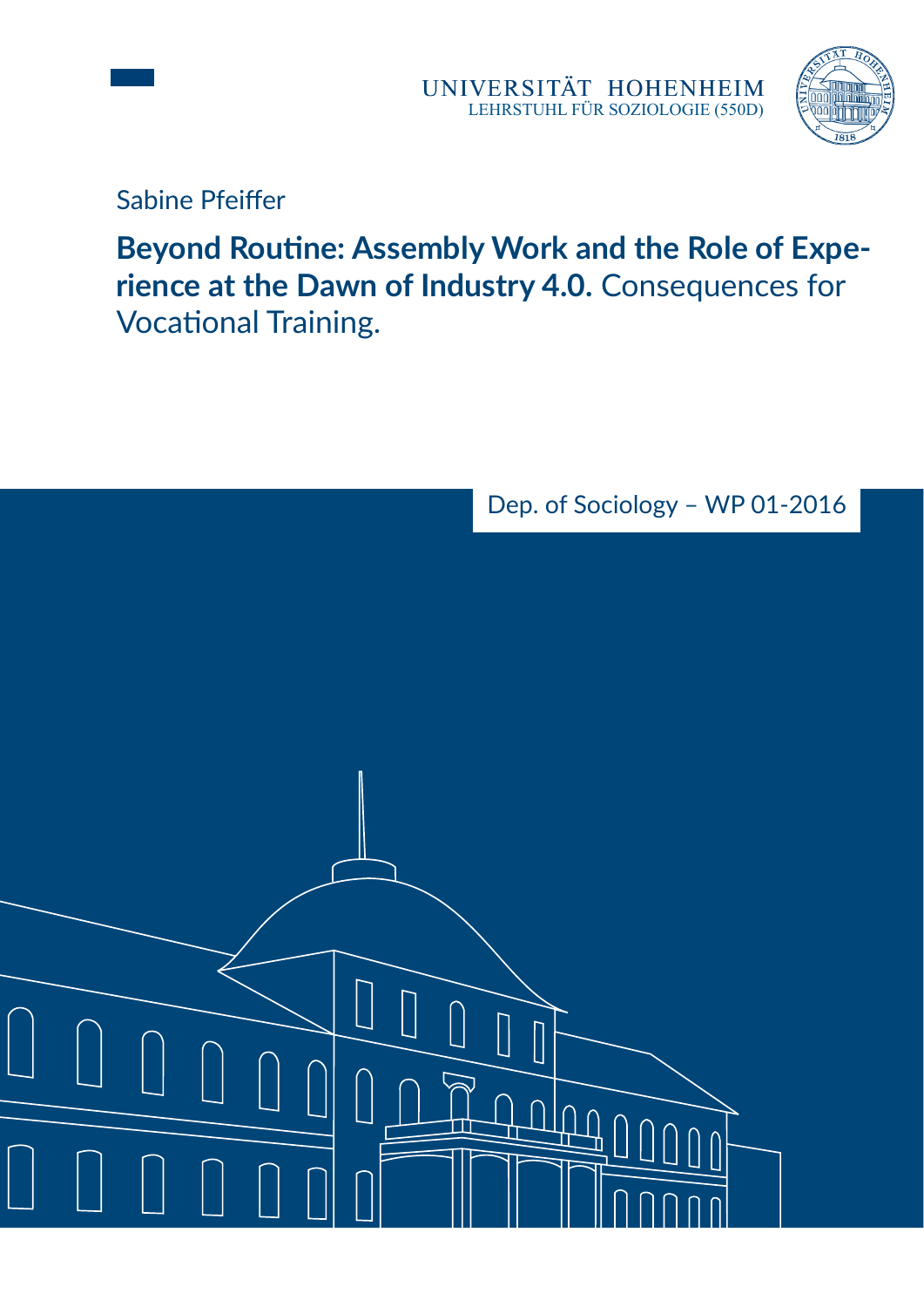UNIVERSITÄT HOHENHEIM
LEHRSTUHL FÜR SOZIOLOGIE (550D)

Sabine Pfeiffer

# **Beyond Routine: Assembly Work and the Role of Experience at the Dawn of Industry 4.0.** Consequences for Vocational Training.

Dep. of Sociology – WP 01-2016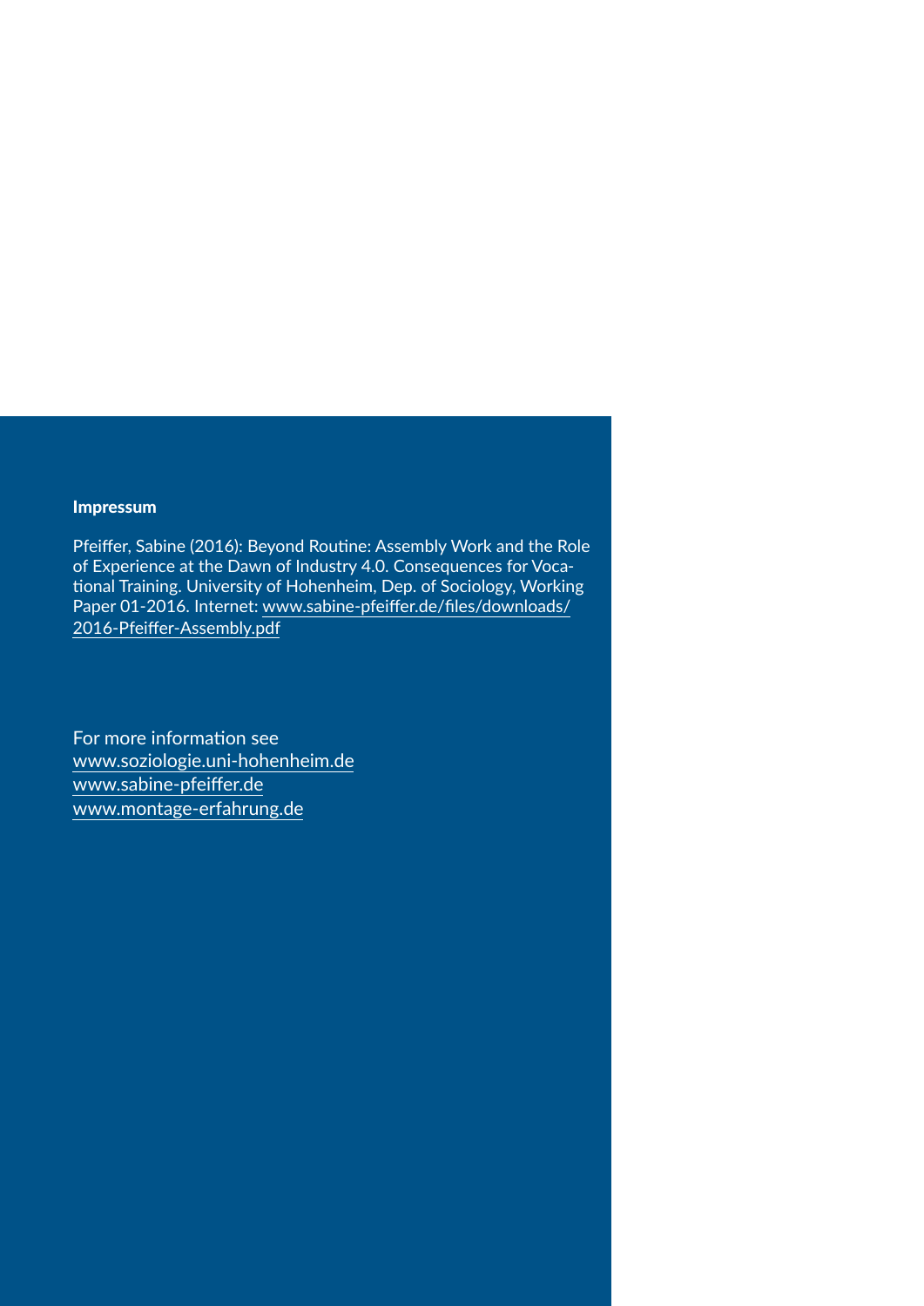**Impressum**

Pfeiffer, Sabine (2016): Beyond Routine: Assembly Work and the Role of Experience at the Dawn of Industry 4.0. Consequences for Vocational Training. University of Hohenheim, Dep. of Sociology, Working Paper 01-2016. Internet: www.sabine-pfeiffer.de/files/downloads/2016-Pfeiffer-Assembly.pdf

For more information see
www.soziologie.uni-hohenheim.de
www.sabine-pfeiffer.de
www.montage-erfahrung.de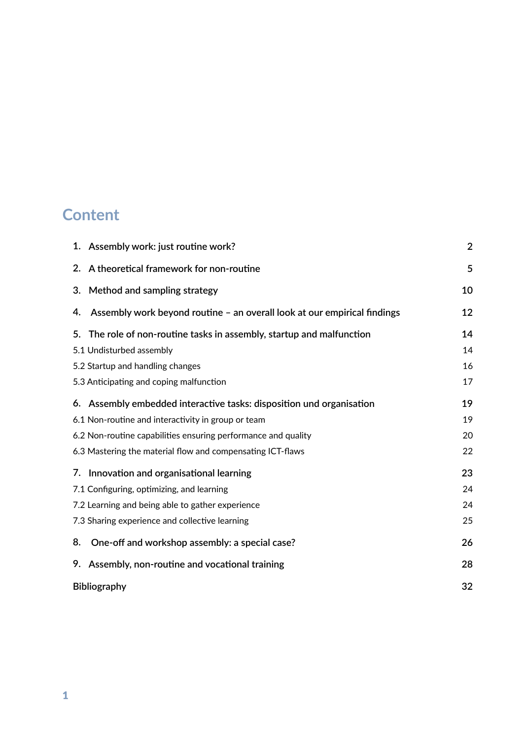# Content

| | |
|---|---|
| 1. Assembly work: just routine work? | 2 |
| 2. A theoretical framework for non-routine | 5 |
| 3. Method and sampling strategy | 10 |
| 4. Assembly work beyond routine – an overall look at our empirical findings | 12 |
| 5. The role of non-routine tasks in assembly, startup and malfunction | 14 |
| 5.1 Undisturbed assembly | 14 |
| 5.2 Startup and handling changes | 16 |
| 5.3 Anticipating and coping malfunction | 17 |
| 6. Assembly embedded interactive tasks: disposition und organisation | 19 |
| 6.1 Non-routine and interactivity in group or team | 19 |
| 6.2 Non-routine capabilities ensuring performance and quality | 20 |
| 6.3 Mastering the material flow and compensating ICT-flaws | 22 |
| 7. Innovation and organisational learning | 23 |
| 7.1 Configuring, optimizing, and learning | 24 |
| 7.2 Learning and being able to gather experience | 24 |
| 7.3 Sharing experience and collective learning | 25 |
| 8. One-off and workshop assembly: a special case? | 26 |
| 9. Assembly, non-routine and vocational training | 28 |
| Bibliography | 32 |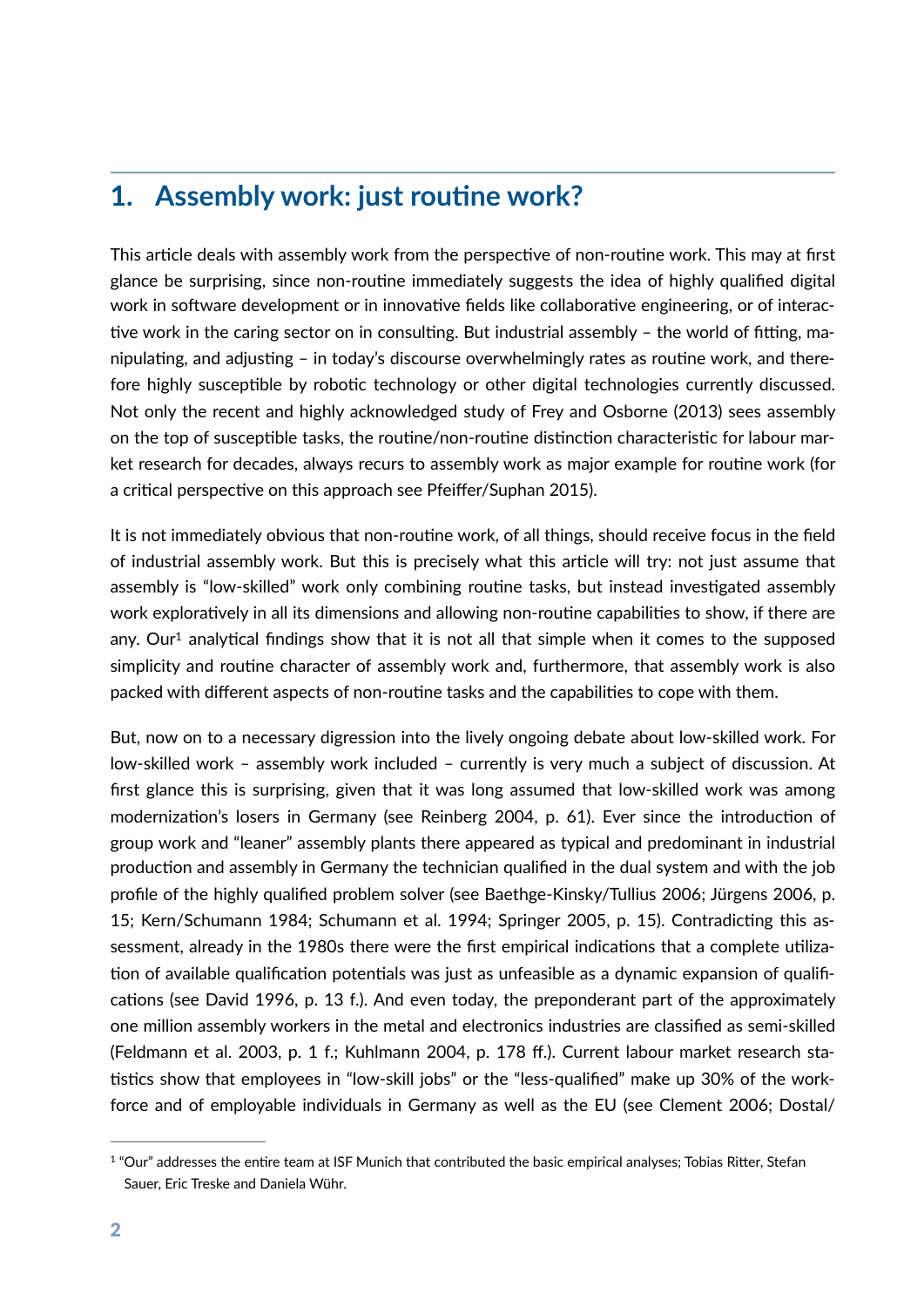## 1. Assembly work: just routine work?

This article deals with assembly work from the perspective of non-routine work. This may at first glance be surprising, since non-routine immediately suggests the idea of highly qualified digital work in software development or in innovative fields like collaborative engineering, or of interactive work in the caring sector on in consulting. But industrial assembly – the world of fitting, manipulating, and adjusting – in today's discourse overwhelmingly rates as routine work, and therefore highly susceptible by robotic technology or other digital technologies currently discussed. Not only the recent and highly acknowledged study of Frey and Osborne (2013) sees assembly on the top of susceptible tasks, the routine/non-routine distinction characteristic for labour market research for decades, always recurs to assembly work as major example for routine work (for a critical perspective on this approach see Pfeiffer/Suphan 2015).

It is not immediately obvious that non-routine work, of all things, should receive focus in the field of industrial assembly work. But this is precisely what this article will try: not just assume that assembly is "low-skilled" work only combining routine tasks, but instead investigated assembly work exploratively in all its dimensions and allowing non-routine capabilities to show, if there are any. Our[1] analytical findings show that it is not all that simple when it comes to the supposed simplicity and routine character of assembly work and, furthermore, that assembly work is also packed with different aspects of non-routine tasks and the capabilities to cope with them.

But, now on to a necessary digression into the lively ongoing debate about low-skilled work. For low-skilled work – assembly work included – currently is very much a subject of discussion. At first glance this is surprising, given that it was long assumed that low-skilled work was among modernization's losers in Germany (see Reinberg 2004, p. 61). Ever since the introduction of group work and "leaner" assembly plants there appeared as typical and predominant in industrial production and assembly in Germany the technician qualified in the dual system and with the job profile of the highly qualified problem solver (see Baethge-Kinsky/Tullius 2006; Jürgens 2006, p. 15; Kern/Schumann 1984; Schumann et al. 1994; Springer 2005, p. 15). Contradicting this assessment, already in the 1980s there were the first empirical indications that a complete utilization of available qualification potentials was just as unfeasible as a dynamic expansion of qualifications (see David 1996, p. 13 f.). And even today, the preponderant part of the approximately one million assembly workers in the metal and electronics industries are classified as semi-skilled (Feldmann et al. 2003, p. 1 f.; Kuhlmann 2004, p. 178 ff.). Current labour market research statistics show that employees in "low-skill jobs" or the "less-qualified" make up 30% of the workforce and of employable individuals in Germany as well as the EU (see Clement 2006; Dostal/

[1] "Our" addresses the entire team at ISF Munich that contributed the basic empirical analyses; Tobias Ritter, Stefan Sauer, Eric Treske and Daniela Wühr.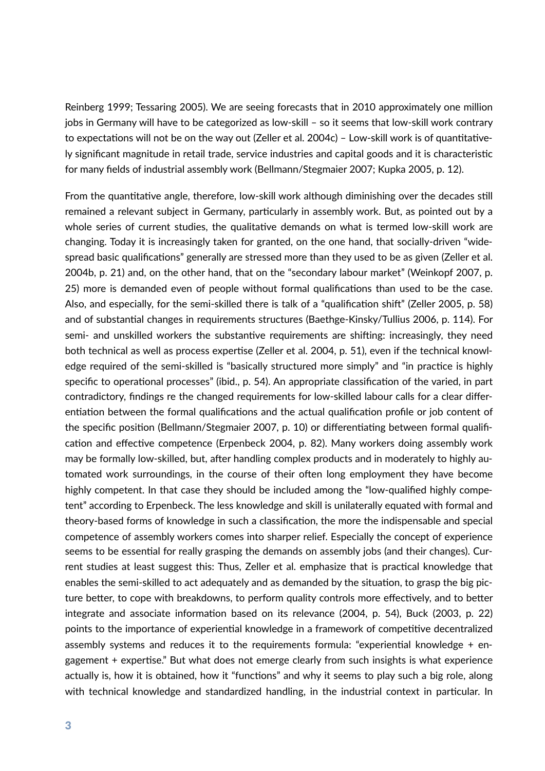Reinberg 1999; Tessaring 2005). We are seeing forecasts that in 2010 approximately one million jobs in Germany will have to be categorized as low-skill – so it seems that low-skill work contrary to expectations will not be on the way out (Zeller et al. 2004c) – Low-skill work is of quantitatively significant magnitude in retail trade, service industries and capital goods and it is characteristic for many fields of industrial assembly work (Bellmann/Stegmaier 2007; Kupka 2005, p. 12).

From the quantitative angle, therefore, low-skill work although diminishing over the decades still remained a relevant subject in Germany, particularly in assembly work. But, as pointed out by a whole series of current studies, the qualitative demands on what is termed low-skill work are changing. Today it is increasingly taken for granted, on the one hand, that socially-driven "widespread basic qualifications" generally are stressed more than they used to be as given (Zeller et al. 2004b, p. 21) and, on the other hand, that on the "secondary labour market" (Weinkopf 2007, p. 25) more is demanded even of people without formal qualifications than used to be the case. Also, and especially, for the semi-skilled there is talk of a "qualification shift" (Zeller 2005, p. 58) and of substantial changes in requirements structures (Baethge-Kinsky/Tullius 2006, p. 114). For semi- and unskilled workers the substantive requirements are shifting: increasingly, they need both technical as well as process expertise (Zeller et al. 2004, p. 51), even if the technical knowledge required of the semi-skilled is "basically structured more simply" and "in practice is highly specific to operational processes" (ibid., p. 54). An appropriate classification of the varied, in part contradictory, findings re the changed requirements for low-skilled labour calls for a clear differentiation between the formal qualifications and the actual qualification profile or job content of the specific position (Bellmann/Stegmaier 2007, p. 10) or differentiating between formal qualification and effective competence (Erpenbeck 2004, p. 82). Many workers doing assembly work may be formally low-skilled, but, after handling complex products and in moderately to highly automated work surroundings, in the course of their often long employment they have become highly competent. In that case they should be included among the "low-qualified highly competent" according to Erpenbeck. The less knowledge and skill is unilaterally equated with formal and theory-based forms of knowledge in such a classification, the more the indispensable and special competence of assembly workers comes into sharper relief. Especially the concept of experience seems to be essential for really grasping the demands on assembly jobs (and their changes). Current studies at least suggest this: Thus, Zeller et al. emphasize that is practical knowledge that enables the semi-skilled to act adequately and as demanded by the situation, to grasp the big picture better, to cope with breakdowns, to perform quality controls more effectively, and to better integrate and associate information based on its relevance (2004, p. 54), Buck (2003, p. 22) points to the importance of experiential knowledge in a framework of competitive decentralized assembly systems and reduces it to the requirements formula: "experiential knowledge + engagement + expertise." But what does not emerge clearly from such insights is what experience actually is, how it is obtained, how it "functions" and why it seems to play such a big role, along with technical knowledge and standardized handling, in the industrial context in particular. In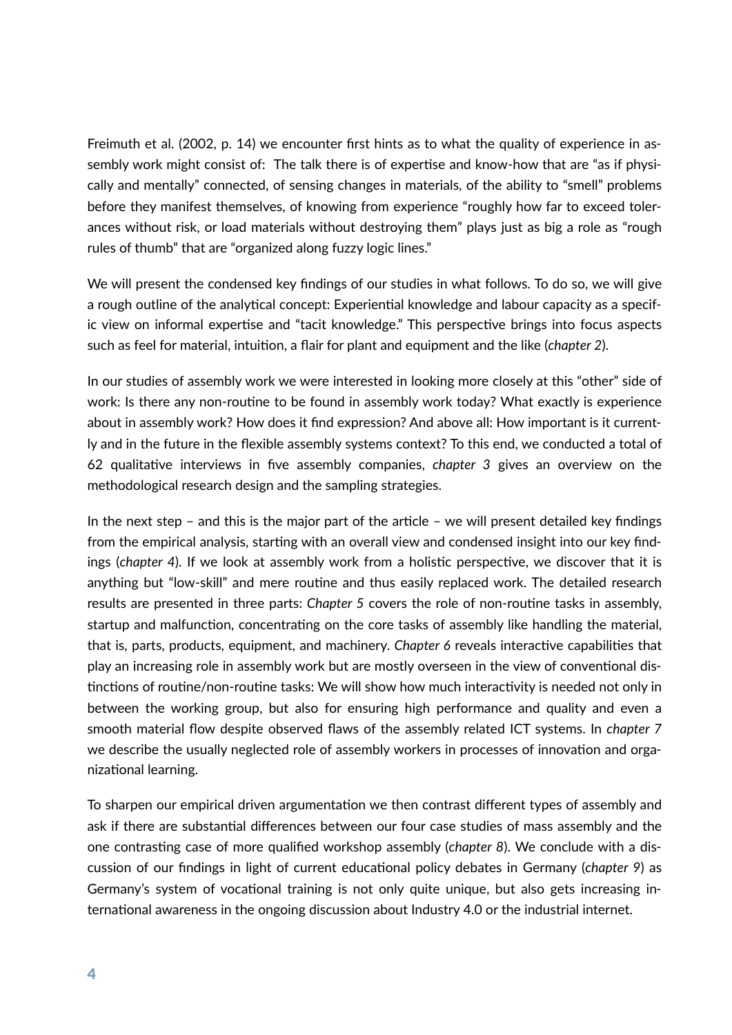Freimuth et al. (2002, p. 14) we encounter first hints as to what the quality of experience in assembly work might consist of:  The talk there is of expertise and know-how that are "as if physically and mentally" connected, of sensing changes in materials, of the ability to "smell" problems before they manifest themselves, of knowing from experience "roughly how far to exceed tolerances without risk, or load materials without destroying them" plays just as big a role as "rough rules of thumb" that are "organized along fuzzy logic lines."

We will present the condensed key findings of our studies in what follows. To do so, we will give a rough outline of the analytical concept: Experiential knowledge and labour capacity as a specific view on informal expertise and "tacit knowledge." This perspective brings into focus aspects such as feel for material, intuition, a flair for plant and equipment and the like (*chapter 2*).

In our studies of assembly work we were interested in looking more closely at this "other" side of work: Is there any non-routine to be found in assembly work today? What exactly is experience about in assembly work? How does it find expression? And above all: How important is it currently and in the future in the flexible assembly systems context? To this end, we conducted a total of 62 qualitative interviews in five assembly companies, *chapter 3* gives an overview on the methodological research design and the sampling strategies.

In the next step – and this is the major part of the article – we will present detailed key findings from the empirical analysis, starting with an overall view and condensed insight into our key findings (*chapter 4*). If we look at assembly work from a holistic perspective, we discover that it is anything but "low-skill" and mere routine and thus easily replaced work. The detailed research results are presented in three parts: *Chapter 5* covers the role of non-routine tasks in assembly, startup and malfunction, concentrating on the core tasks of assembly like handling the material, that is, parts, products, equipment, and machinery. *Chapter 6* reveals interactive capabilities that play an increasing role in assembly work but are mostly overseen in the view of conventional distinctions of routine/non-routine tasks: We will show how much interactivity is needed not only in between the working group, but also for ensuring high performance and quality and even a smooth material flow despite observed flaws of the assembly related ICT systems. In *chapter 7* we describe the usually neglected role of assembly workers in processes of innovation and organizational learning.

To sharpen our empirical driven argumentation we then contrast different types of assembly and ask if there are substantial differences between our four case studies of mass assembly and the one contrasting case of more qualified workshop assembly (*chapter 8*). We conclude with a discussion of our findings in light of current educational policy debates in Germany (*chapter 9*) as Germany's system of vocational training is not only quite unique, but also gets increasing international awareness in the ongoing discussion about Industry 4.0 or the industrial internet.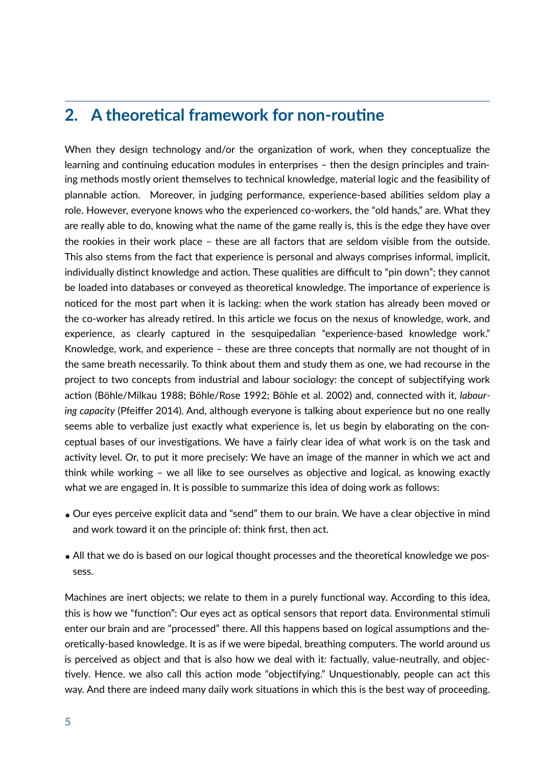## 2. A theoretical framework for non-routine

When they design technology and/or the organization of work, when they conceptualize the learning and continuing education modules in enterprises – then the design principles and training methods mostly orient themselves to technical knowledge, material logic and the feasibility of plannable action. Moreover, in judging performance, experience-based abilities seldom play a role. However, everyone knows who the experienced co-workers, the "old hands," are. What they are really able to do, knowing what the name of the game really is, this is the edge they have over the rookies in their work place – these are all factors that are seldom visible from the outside. This also stems from the fact that experience is personal and always comprises informal, implicit, individually distinct knowledge and action. These qualities are difficult to "pin down"; they cannot be loaded into databases or conveyed as theoretical knowledge. The importance of experience is noticed for the most part when it is lacking: when the work station has already been moved or the co-worker has already retired. In this article we focus on the nexus of knowledge, work, and experience, as clearly captured in the sesquipedalian "experience-based knowledge work." Knowledge, work, and experience – these are three concepts that normally are not thought of in the same breath necessarily. To think about them and study them as one, we had recourse in the project to two concepts from industrial and labour sociology: the concept of subjectifying work action (Böhle/Milkau 1988; Böhle/Rose 1992; Böhle et al. 2002) and, connected with it, *labouring capacity* (Pfeiffer 2014). And, although everyone is talking about experience but no one really seems able to verbalize just exactly what experience is, let us begin by elaborating on the conceptual bases of our investigations. We have a fairly clear idea of what work is on the task and activity level. Or, to put it more precisely: We have an image of the manner in which we act and think while working – we all like to see ourselves as objective and logical, as knowing exactly what we are engaged in. It is possible to summarize this idea of doing work as follows:

- Our eyes perceive explicit data and "send" them to our brain. We have a clear objective in mind and work toward it on the principle of: think first, then act.
- All that we do is based on our logical thought processes and the theoretical knowledge we possess.

Machines are inert objects; we relate to them in a purely functional way. According to this idea, this is how we "function": Our eyes act as optical sensors that report data. Environmental stimuli enter our brain and are "processed" there. All this happens based on logical assumptions and theoretically-based knowledge. It is as if we were bipedal, breathing computers. The world around us is perceived as object and that is also how we deal with it: factually, value-neutrally, and objectively. Hence. we also call this action mode "objectifying." Unquestionably, people can act this way. And there are indeed many daily work situations in which this is the best way of proceeding.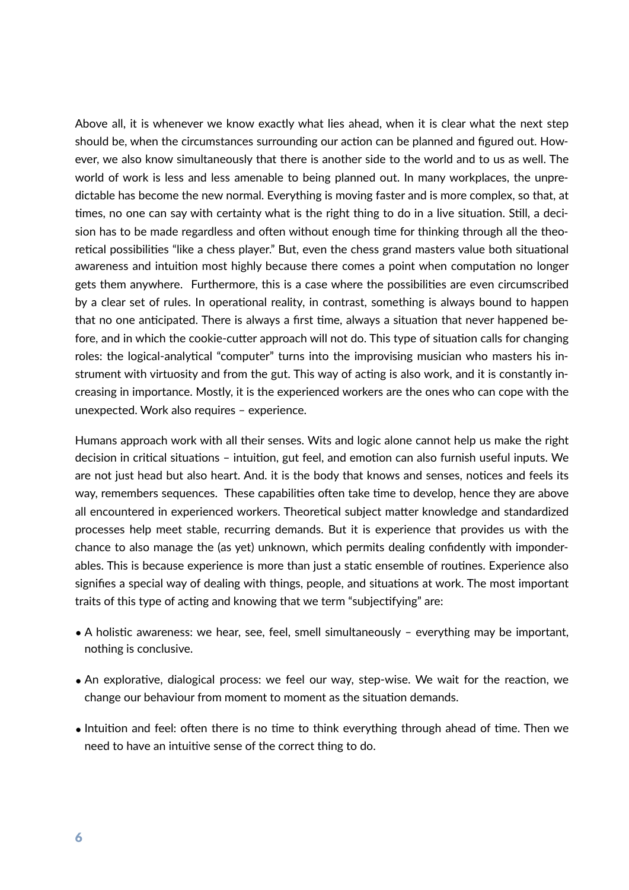Above all, it is whenever we know exactly what lies ahead, when it is clear what the next step should be, when the circumstances surrounding our action can be planned and figured out. However, we also know simultaneously that there is another side to the world and to us as well. The world of work is less and less amenable to being planned out. In many workplaces, the unpredictable has become the new normal. Everything is moving faster and is more complex, so that, at times, no one can say with certainty what is the right thing to do in a live situation. Still, a decision has to be made regardless and often without enough time for thinking through all the theoretical possibilities "like a chess player." But, even the chess grand masters value both situational awareness and intuition most highly because there comes a point when computation no longer gets them anywhere. Furthermore, this is a case where the possibilities are even circumscribed by a clear set of rules. In operational reality, in contrast, something is always bound to happen that no one anticipated. There is always a first time, always a situation that never happened before, and in which the cookie-cutter approach will not do. This type of situation calls for changing roles: the logical-analytical "computer" turns into the improvising musician who masters his instrument with virtuosity and from the gut. This way of acting is also work, and it is constantly increasing in importance. Mostly, it is the experienced workers are the ones who can cope with the unexpected. Work also requires – experience.

Humans approach work with all their senses. Wits and logic alone cannot help us make the right decision in critical situations – intuition, gut feel, and emotion can also furnish useful inputs. We are not just head but also heart. And. it is the body that knows and senses, notices and feels its way, remembers sequences. These capabilities often take time to develop, hence they are above all encountered in experienced workers. Theoretical subject matter knowledge and standardized processes help meet stable, recurring demands. But it is experience that provides us with the chance to also manage the (as yet) unknown, which permits dealing confidently with imponderables. This is because experience is more than just a static ensemble of routines. Experience also signifies a special way of dealing with things, people, and situations at work. The most important traits of this type of acting and knowing that we term "subjectifying" are:

- A holistic awareness: we hear, see, feel, smell simultaneously – everything may be important, nothing is conclusive.
- An explorative, dialogical process: we feel our way, step-wise. We wait for the reaction, we change our behaviour from moment to moment as the situation demands.
- Intuition and feel: often there is no time to think everything through ahead of time. Then we need to have an intuitive sense of the correct thing to do.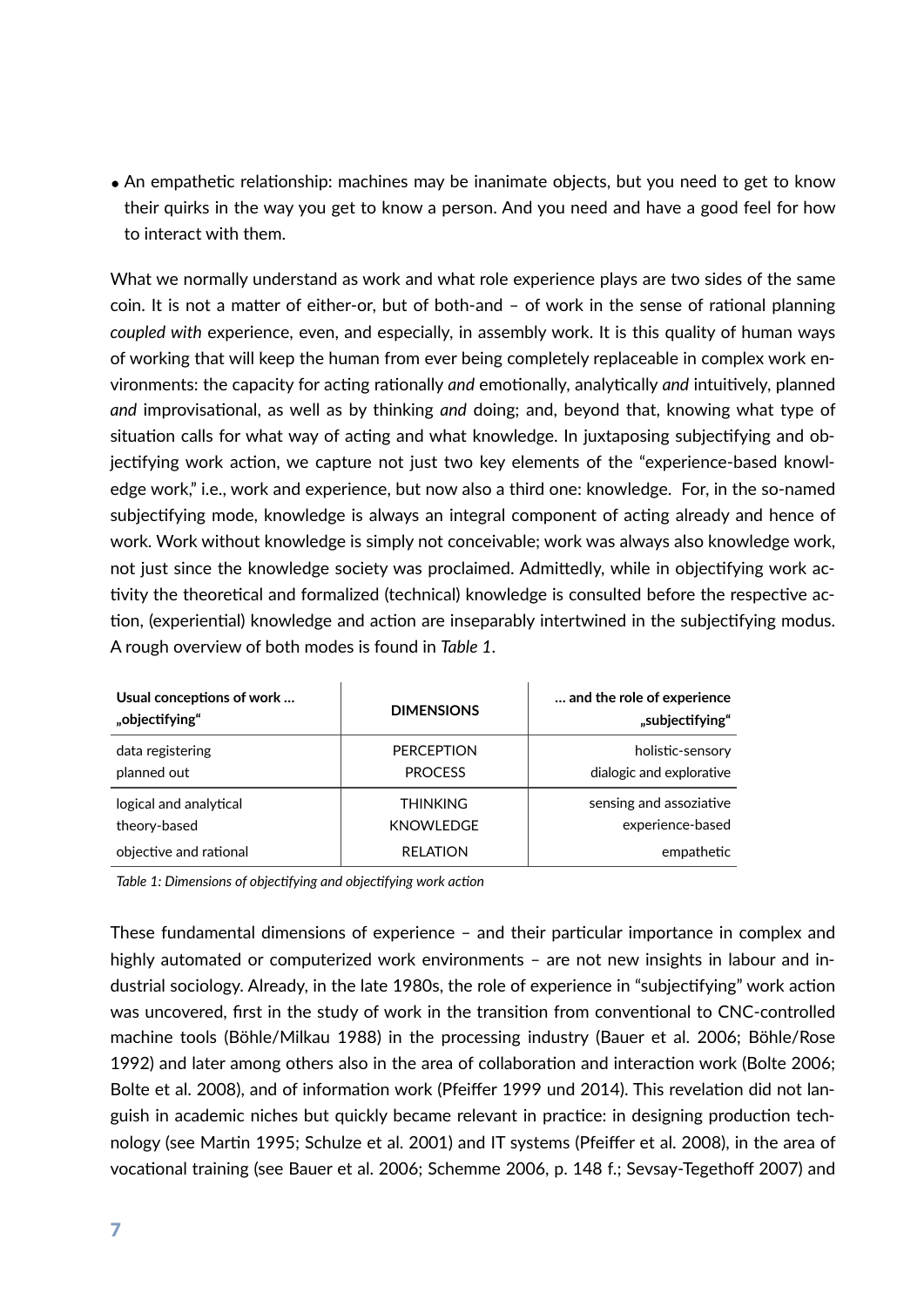- An empathetic relationship: machines may be inanimate objects, but you need to get to know their quirks in the way you get to know a person. And you need and have a good feel for how to interact with them.

What we normally understand as work and what role experience plays are two sides of the same coin. It is not a matter of either-or, but of both-and – of work in the sense of rational planning *coupled with* experience, even, and especially, in assembly work. It is this quality of human ways of working that will keep the human from ever being completely replaceable in complex work environments: the capacity for acting rationally *and* emotionally, analytically *and* intuitively, planned *and* improvisational, as well as by thinking *and* doing; and, beyond that, knowing what type of situation calls for what way of acting and what knowledge. In juxtaposing subjectifying and objectifying work action, we capture not just two key elements of the "experience-based knowledge work," i.e., work and experience, but now also a third one: knowledge.  For, in the so-named subjectifying mode, knowledge is always an integral component of acting already and hence of work. Work without knowledge is simply not conceivable; work was always also knowledge work, not just since the knowledge society was proclaimed. Admittedly, while in objectifying work activity the theoretical and formalized (technical) knowledge is consulted before the respective action, (experiential) knowledge and action are inseparably intertwined in the subjectifying modus. A rough overview of both modes is found in *Table 1*.

| **Usual conceptions of work …** **„objectifying"** | **DIMENSIONS** | **… and the role of experience** **„subjectifying"** |
|---|---|---|
| data registering | PERCEPTION | holistic-sensory |
| planned out | PROCESS | dialogic and explorative |
| logical and analytical | THINKING | sensing and assoziative |
| theory-based | KNOWLEDGE | experience-based |
| objective and rational | RELATION | empathetic |

*Table 1: Dimensions of objectifying and objectifying work action*

These fundamental dimensions of experience – and their particular importance in complex and highly automated or computerized work environments – are not new insights in labour and industrial sociology. Already, in the late 1980s, the role of experience in "subjectifying" work action was uncovered, first in the study of work in the transition from conventional to CNC-controlled machine tools (Böhle/Milkau 1988) in the processing industry (Bauer et al. 2006; Böhle/Rose 1992) and later among others also in the area of collaboration and interaction work (Bolte 2006; Bolte et al. 2008), and of information work (Pfeiffer 1999 und 2014). This revelation did not languish in academic niches but quickly became relevant in practice: in designing production technology (see Martin 1995; Schulze et al. 2001) and IT systems (Pfeiffer et al. 2008), in the area of vocational training (see Bauer et al. 2006; Schemme 2006, p. 148 f.; Sevsay-Tegethoff 2007) and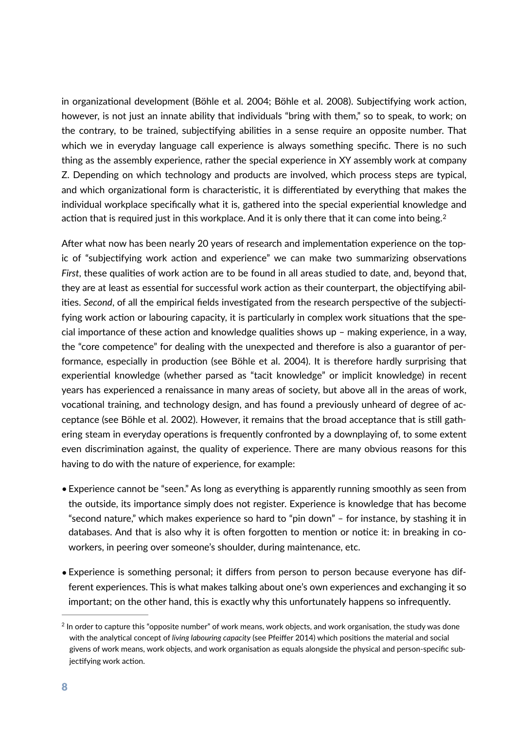in organizational development (Böhle et al. 2004; Böhle et al. 2008). Subjectifying work action, however, is not just an innate ability that individuals "bring with them," so to speak, to work; on the contrary, to be trained, subjectifying abilities in a sense require an opposite number. That which we in everyday language call experience is always something specific. There is no such thing as the assembly experience, rather the special experience in XY assembly work at company Z. Depending on which technology and products are involved, which process steps are typical, and which organizational form is characteristic, it is differentiated by everything that makes the individual workplace specifically what it is, gathered into the special experiential knowledge and action that is required just in this workplace. And it is only there that it can come into being.[2]

After what now has been nearly 20 years of research and implementation experience on the topic of "subjectifying work action and experience" we can make two summarizing observations *First*, these qualities of work action are to be found in all areas studied to date, and, beyond that, they are at least as essential for successful work action as their counterpart, the objectifying abilities. *Second*, of all the empirical fields investigated from the research perspective of the subjectifying work action or labouring capacity, it is particularly in complex work situations that the special importance of these action and knowledge qualities shows up – making experience, in a way, the "core competence" for dealing with the unexpected and therefore is also a guarantor of performance, especially in production (see Böhle et al. 2004). It is therefore hardly surprising that experiential knowledge (whether parsed as "tacit knowledge" or implicit knowledge) in recent years has experienced a renaissance in many areas of society, but above all in the areas of work, vocational training, and technology design, and has found a previously unheard of degree of acceptance (see Böhle et al. 2002). However, it remains that the broad acceptance that is still gathering steam in everyday operations is frequently confronted by a downplaying of, to some extent even discrimination against, the quality of experience. There are many obvious reasons for this having to do with the nature of experience, for example:

- Experience cannot be "seen." As long as everything is apparently running smoothly as seen from the outside, its importance simply does not register. Experience is knowledge that has become "second nature," which makes experience so hard to "pin down" – for instance, by stashing it in databases. And that is also why it is often forgotten to mention or notice it: in breaking in coworkers, in peering over someone's shoulder, during maintenance, etc.
- Experience is something personal; it differs from person to person because everyone has different experiences. This is what makes talking about one's own experiences and exchanging it so important; on the other hand, this is exactly why this unfortunately happens so infrequently.

---

[2] In order to capture this "opposite number" of work means, work objects, and work organisation, the study was done with the analytical concept of *living labouring capacity* (see Pfeiffer 2014) which positions the material and social givens of work means, work objects, and work organisation as equals alongside the physical and person-specific subjectifying work action.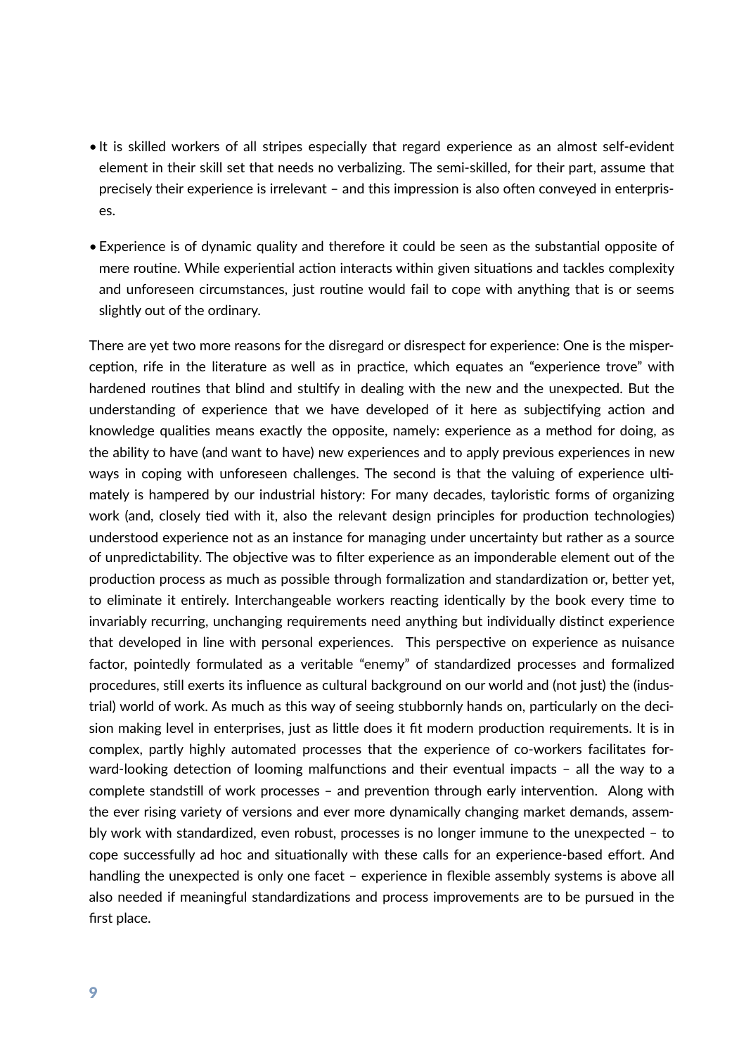- It is skilled workers of all stripes especially that regard experience as an almost self-evident element in their skill set that needs no verbalizing. The semi-skilled, for their part, assume that precisely their experience is irrelevant – and this impression is also often conveyed in enterprises.

- Experience is of dynamic quality and therefore it could be seen as the substantial opposite of mere routine. While experiential action interacts within given situations and tackles complexity and unforeseen circumstances, just routine would fail to cope with anything that is or seems slightly out of the ordinary.

There are yet two more reasons for the disregard or disrespect for experience: One is the misperception, rife in the literature as well as in practice, which equates an "experience trove" with hardened routines that blind and stultify in dealing with the new and the unexpected. But the understanding of experience that we have developed of it here as subjectifying action and knowledge qualities means exactly the opposite, namely: experience as a method for doing, as the ability to have (and want to have) new experiences and to apply previous experiences in new ways in coping with unforeseen challenges. The second is that the valuing of experience ultimately is hampered by our industrial history: For many decades, tayloristic forms of organizing work (and, closely tied with it, also the relevant design principles for production technologies) understood experience not as an instance for managing under uncertainty but rather as a source of unpredictability. The objective was to filter experience as an imponderable element out of the production process as much as possible through formalization and standardization or, better yet, to eliminate it entirely. Interchangeable workers reacting identically by the book every time to invariably recurring, unchanging requirements need anything but individually distinct experience that developed in line with personal experiences. This perspective on experience as nuisance factor, pointedly formulated as a veritable "enemy" of standardized processes and formalized procedures, still exerts its influence as cultural background on our world and (not just) the (industrial) world of work. As much as this way of seeing stubbornly hands on, particularly on the decision making level in enterprises, just as little does it fit modern production requirements. It is in complex, partly highly automated processes that the experience of co-workers facilitates forward-looking detection of looming malfunctions and their eventual impacts – all the way to a complete standstill of work processes – and prevention through early intervention. Along with the ever rising variety of versions and ever more dynamically changing market demands, assembly work with standardized, even robust, processes is no longer immune to the unexpected – to cope successfully ad hoc and situationally with these calls for an experience-based effort. And handling the unexpected is only one facet – experience in flexible assembly systems is above all also needed if meaningful standardizations and process improvements are to be pursued in the first place.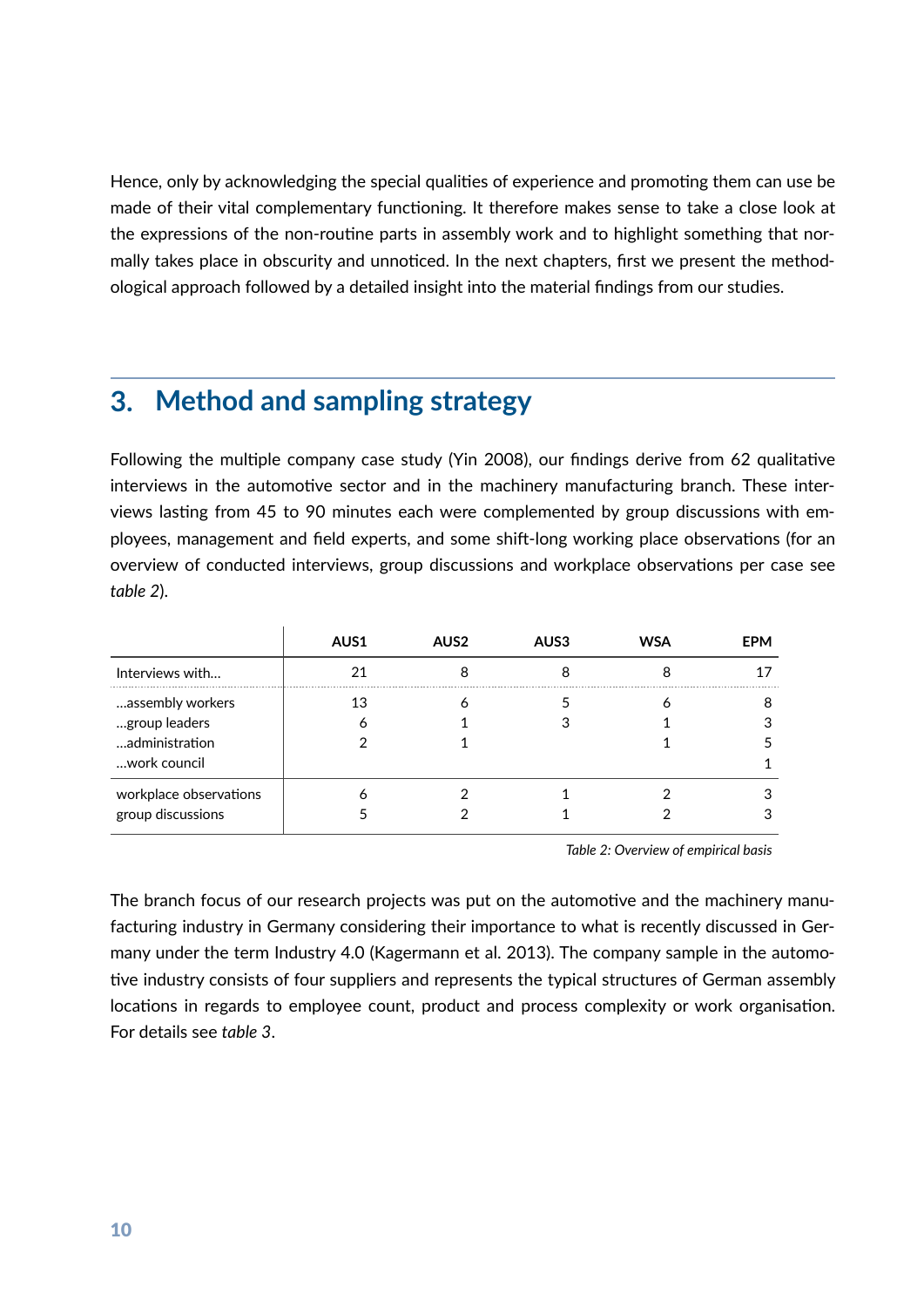Hence, only by acknowledging the special qualities of experience and promoting them can use be made of their vital complementary functioning. It therefore makes sense to take a close look at the expressions of the non-routine parts in assembly work and to highlight something that normally takes place in obscurity and unnoticed. In the next chapters, first we present the methodological approach followed by a detailed insight into the material findings from our studies.

## 3. Method and sampling strategy

Following the multiple company case study (Yin 2008), our findings derive from 62 qualitative interviews in the automotive sector and in the machinery manufacturing branch. These interviews lasting from 45 to 90 minutes each were complemented by group discussions with employees, management and field experts, and some shift-long working place observations (for an overview of conducted interviews, group discussions and workplace observations per case see *table 2*).

| | AUS1 | AUS2 | AUS3 | WSA | EPM |
|---|---|---|---|---|---|
| Interviews with… | 21 | 8 | 8 | 8 | 17 |
| …assembly workers | 13 | 6 | 5 | 6 | 8 |
| …group leaders | 6 | 1 | 3 | 1 | 3 |
| …administration | 2 | 1 | | 1 | 5 |
| …work council | | | | | 1 |
| workplace observations | 6 | 2 | 1 | 2 | 3 |
| group discussions | 5 | 2 | 1 | 2 | 3 |

*Table 2: Overview of empirical basis*

The branch focus of our research projects was put on the automotive and the machinery manufacturing industry in Germany considering their importance to what is recently discussed in Germany under the term Industry 4.0 (Kagermann et al. 2013). The company sample in the automotive industry consists of four suppliers and represents the typical structures of German assembly locations in regards to employee count, product and process complexity or work organisation. For details see *table 3*.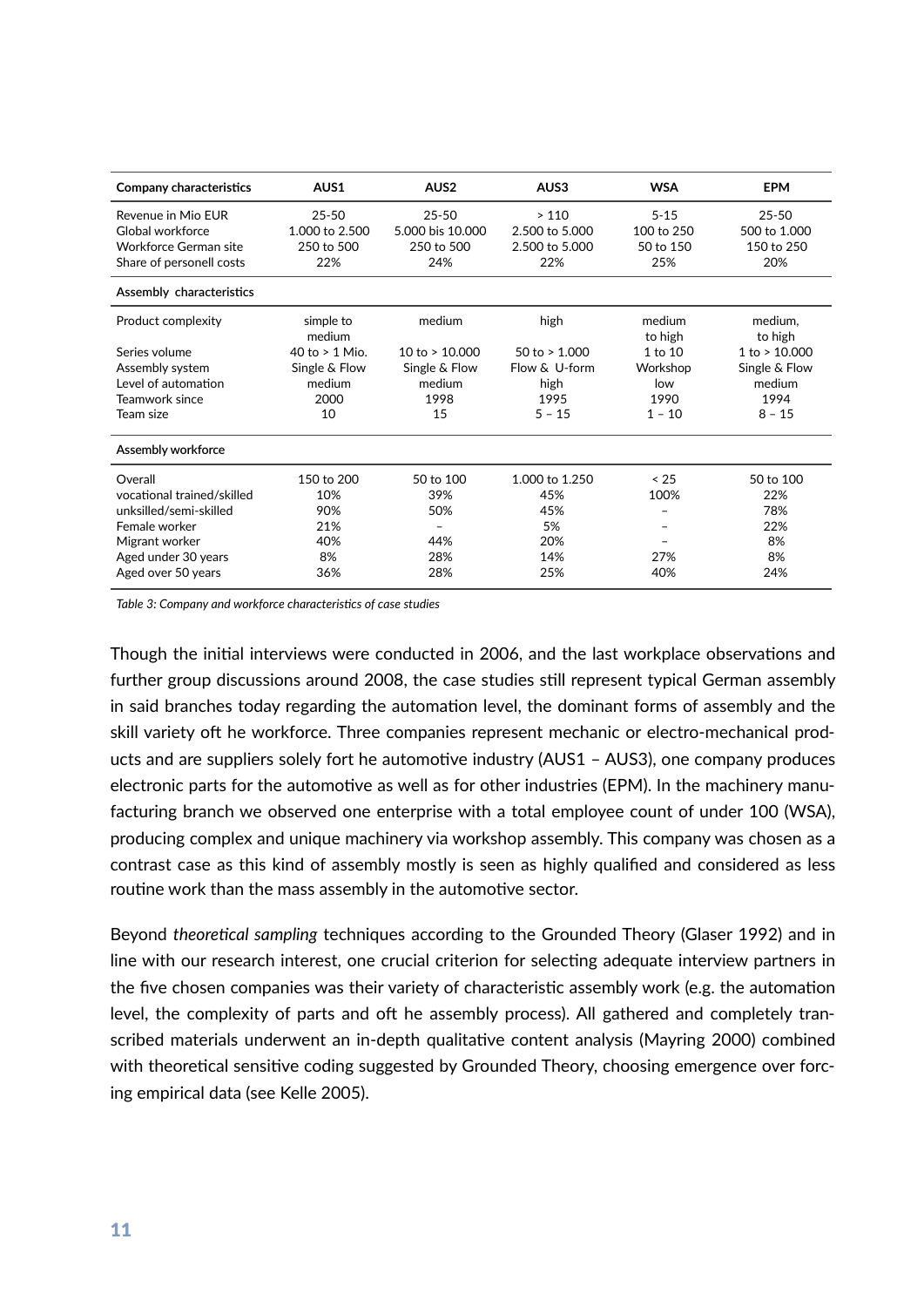| Company characteristics | AUS1 | AUS2 | AUS3 | WSA | EPM |
|---|---|---|---|---|---|
| Revenue in Mio EUR | 25-50 | 25-50 | > 110 | 5-15 | 25-50 |
| Global workforce | 1.000 to 2.500 | 5.000 bis 10.000 | 2.500 to 5.000 | 100 to 250 | 500 to 1.000 |
| Workforce German site | 250 to 500 | 250 to 500 | 2.500 to 5.000 | 50 to 150 | 150 to 250 |
| Share of personell costs | 22% | 24% | 22% | 25% | 20% |
| **Assembly characteristics** | | | | | |
| Product complexity | simple to medium | medium | high | medium to high | medium, to high |
| Series volume | 40 to > 1 Mio. | 10 to > 10.000 | 50 to > 1.000 | 1 to 10 | 1 to > 10.000 |
| Assembly system | Single & Flow | Single & Flow | Flow & U-form | Workshop | Single & Flow |
| Level of automation | medium | medium | high | low | medium |
| Teamwork since | 2000 | 1998 | 1995 | 1990 | 1994 |
| Team size | 10 | 15 | 5 – 15 | 1 – 10 | 8 – 15 |
| **Assembly workforce** | | | | | |
| Overall | 150 to 200 | 50 to 100 | 1.000 to 1.250 | < 25 | 50 to 100 |
| vocational trained/skilled | 10% | 39% | 45% | 100% | 22% |
| unksilled/semi-skilled | 90% | 50% | 45% | – | 78% |
| Female worker | 21% | – | 5% | – | 22% |
| Migrant worker | 40% | 44% | 20% | – | 8% |
| Aged under 30 years | 8% | 28% | 14% | 27% | 8% |
| Aged over 50 years | 36% | 28% | 25% | 40% | 24% |

*Table 3: Company and workforce characteristics of case studies*

Though the initial interviews were conducted in 2006, and the last workplace observations and further group discussions around 2008, the case studies still represent typical German assembly in said branches today regarding the automation level, the dominant forms of assembly and the skill variety oft he workforce. Three companies represent mechanic or electro-mechanical products and are suppliers solely fort he automotive industry (AUS1 – AUS3), one company produces electronic parts for the automotive as well as for other industries (EPM). In the machinery manufacturing branch we observed one enterprise with a total employee count of under 100 (WSA), producing complex and unique machinery via workshop assembly. This company was chosen as a contrast case as this kind of assembly mostly is seen as highly qualified and considered as less routine work than the mass assembly in the automotive sector.

Beyond *theoretical sampling* techniques according to the Grounded Theory (Glaser 1992) and in line with our research interest, one crucial criterion for selecting adequate interview partners in the five chosen companies was their variety of characteristic assembly work (e.g. the automation level, the complexity of parts and oft he assembly process). All gathered and completely transcribed materials underwent an in-depth qualitative content analysis (Mayring 2000) combined with theoretical sensitive coding suggested by Grounded Theory, choosing emergence over forcing empirical data (see Kelle 2005).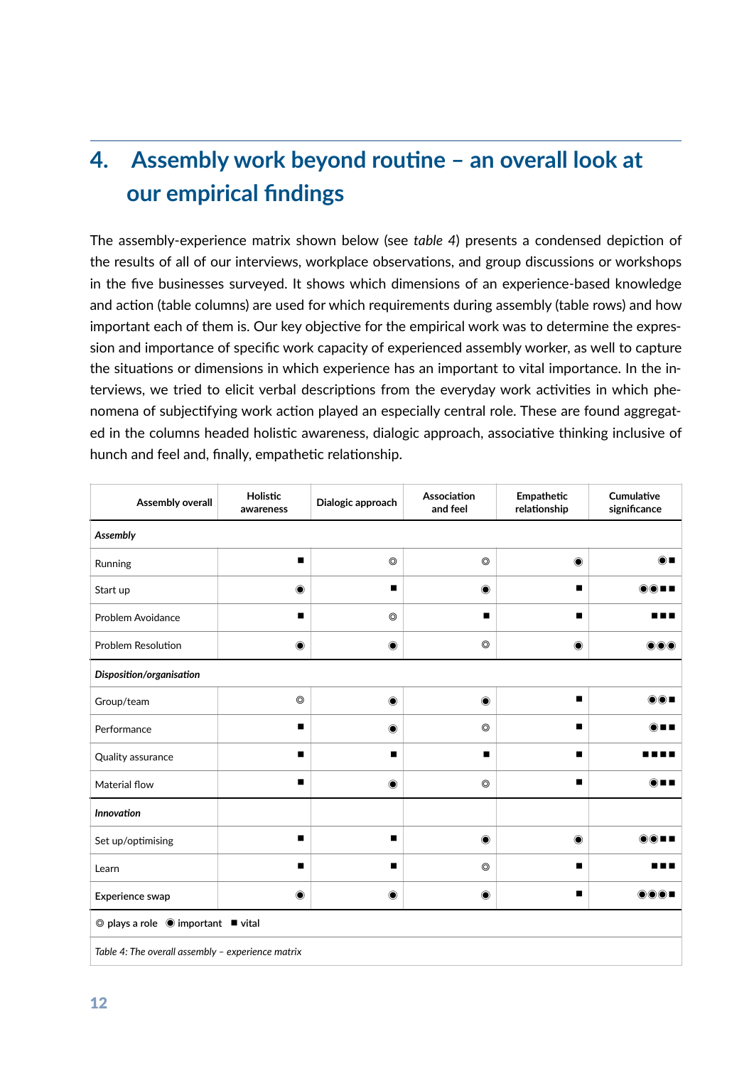# 4. Assembly work beyond routine – an overall look at our empirical findings

The assembly-experience matrix shown below (see *table 4*) presents a condensed depiction of the results of all of our interviews, workplace observations, and group discussions or workshops in the five businesses surveyed. It shows which dimensions of an experience-based knowledge and action (table columns) are used for which requirements during assembly (table rows) and how important each of them is. Our key objective for the empirical work was to determine the expression and importance of specific work capacity of experienced assembly worker, as well to capture the situations or dimensions in which experience has an important to vital importance. In the interviews, we tried to elicit verbal descriptions from the everyday work activities in which phenomena of subjectifying work action played an especially central role. These are found aggregated in the columns headed holistic awareness, dialogic approach, associative thinking inclusive of hunch and feel and, finally, empathetic relationship.

| Assembly overall | Holistic awareness | Dialogic approach | Association and feel | Empathetic relationship | Cumulative significance |
|---|---|---|---|---|---|
| ***Assembly*** | | | | | |
| Running | ■ | ◎ | ◎ | ◉ | ◉■ |
| Start up | ◉ | ■ | ◉ | ■ | ◉◉■■ |
| Problem Avoidance | ■ | ◎ | ■ | ■ | ■■■ |
| Problem Resolution | ◉ | ◉ | ◎ | ◉ | ◉◉◉ |
| ***Disposition/organisation*** | | | | | |
| Group/team | ◎ | ◉ | ◉ | ■ | ◉◉■ |
| Performance | ■ | ◉ | ◎ | ■ | ◉■■ |
| Quality assurance | ■ | ■ | ■ | ■ | ■■■■ |
| Material flow | ■ | ◉ | ◎ | ■ | ◉■■ |
| ***Innovation*** | | | | | |
| Set up/optimising | ■ | ■ | ◉ | ◉ | ◉◉■■ |
| Learn | ■ | ■ | ◎ | ■ | ■■■ |
| Experience swap | ◉ | ◉ | ◉ | ■ | ◉◉◉■ |

◎ plays a role ◉ important ■ vital

*Table 4: The overall assembly – experience matrix*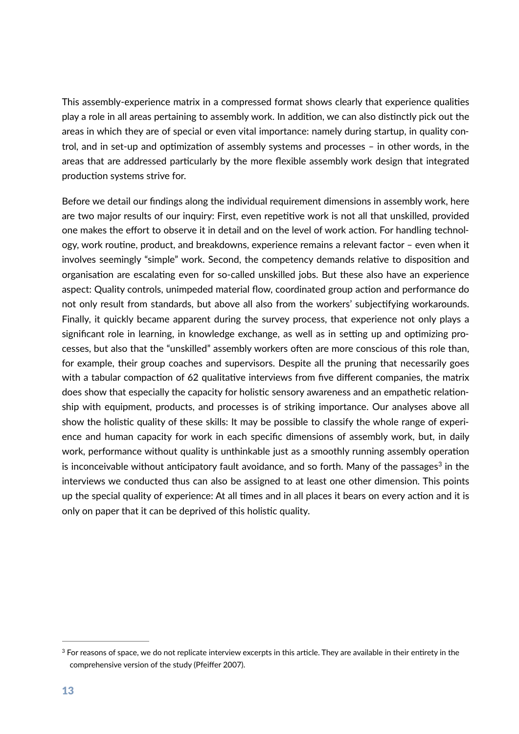This assembly-experience matrix in a compressed format shows clearly that experience qualities play a role in all areas pertaining to assembly work. In addition, we can also distinctly pick out the areas in which they are of special or even vital importance: namely during startup, in quality control, and in set-up and optimization of assembly systems and processes – in other words, in the areas that are addressed particularly by the more flexible assembly work design that integrated production systems strive for.

Before we detail our findings along the individual requirement dimensions in assembly work, here are two major results of our inquiry: First, even repetitive work is not all that unskilled, provided one makes the effort to observe it in detail and on the level of work action. For handling technology, work routine, product, and breakdowns, experience remains a relevant factor – even when it involves seemingly "simple" work. Second, the competency demands relative to disposition and organisation are escalating even for so-called unskilled jobs. But these also have an experience aspect: Quality controls, unimpeded material flow, coordinated group action and performance do not only result from standards, but above all also from the workers' subjectifying workarounds. Finally, it quickly became apparent during the survey process, that experience not only plays a significant role in learning, in knowledge exchange, as well as in setting up and optimizing processes, but also that the "unskilled" assembly workers often are more conscious of this role than, for example, their group coaches and supervisors. Despite all the pruning that necessarily goes with a tabular compaction of 62 qualitative interviews from five different companies, the matrix does show that especially the capacity for holistic sensory awareness and an empathetic relationship with equipment, products, and processes is of striking importance. Our analyses above all show the holistic quality of these skills: It may be possible to classify the whole range of experience and human capacity for work in each specific dimensions of assembly work, but, in daily work, performance without quality is unthinkable just as a smoothly running assembly operation is inconceivable without anticipatory fault avoidance, and so forth. Many of the passages[3] in the interviews we conducted thus can also be assigned to at least one other dimension. This points up the special quality of experience: At all times and in all places it bears on every action and it is only on paper that it can be deprived of this holistic quality.

[3] For reasons of space, we do not replicate interview excerpts in this article. They are available in their entirety in the comprehensive version of the study (Pfeiffer 2007).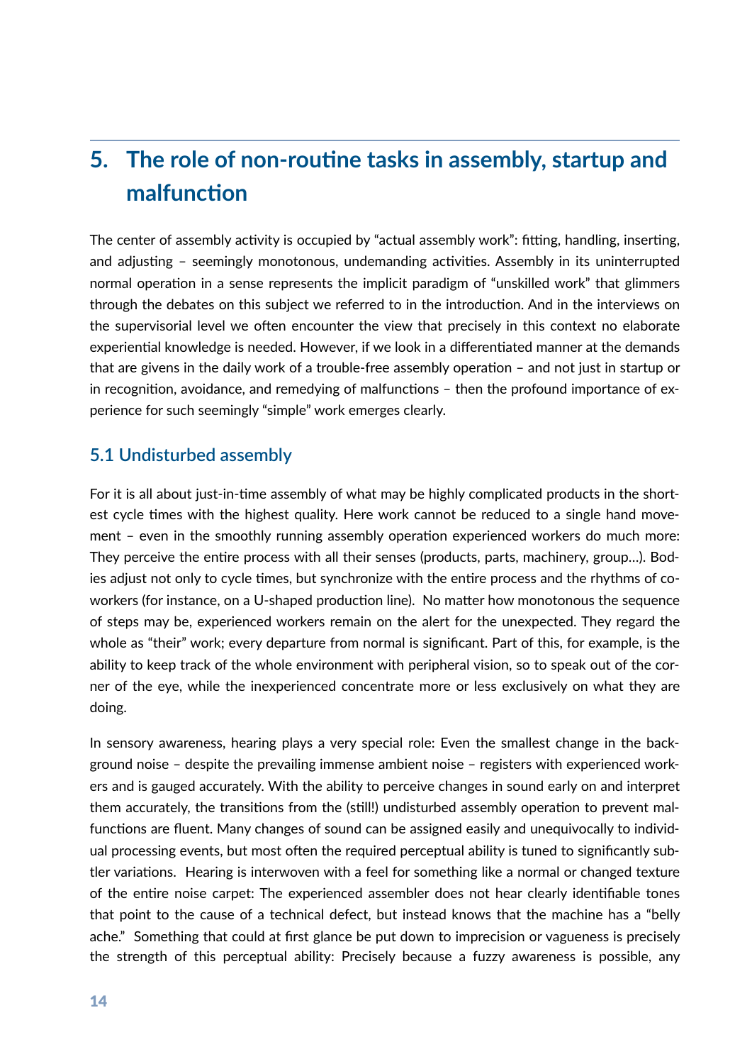# 5. The role of non-routine tasks in assembly, startup and malfunction

The center of assembly activity is occupied by "actual assembly work": fitting, handling, inserting, and adjusting – seemingly monotonous, undemanding activities. Assembly in its uninterrupted normal operation in a sense represents the implicit paradigm of "unskilled work" that glimmers through the debates on this subject we referred to in the introduction. And in the interviews on the supervisorial level we often encounter the view that precisely in this context no elaborate experiential knowledge is needed. However, if we look in a differentiated manner at the demands that are givens in the daily work of a trouble-free assembly operation – and not just in startup or in recognition, avoidance, and remedying of malfunctions – then the profound importance of experience for such seemingly "simple" work emerges clearly.

## 5.1 Undisturbed assembly

For it is all about just-in-time assembly of what may be highly complicated products in the shortest cycle times with the highest quality. Here work cannot be reduced to a single hand movement – even in the smoothly running assembly operation experienced workers do much more: They perceive the entire process with all their senses (products, parts, machinery, group…). Bodies adjust not only to cycle times, but synchronize with the entire process and the rhythms of coworkers (for instance, on a U-shaped production line). No matter how monotonous the sequence of steps may be, experienced workers remain on the alert for the unexpected. They regard the whole as "their" work; every departure from normal is significant. Part of this, for example, is the ability to keep track of the whole environment with peripheral vision, so to speak out of the corner of the eye, while the inexperienced concentrate more or less exclusively on what they are doing.

In sensory awareness, hearing plays a very special role: Even the smallest change in the background noise – despite the prevailing immense ambient noise – registers with experienced workers and is gauged accurately. With the ability to perceive changes in sound early on and interpret them accurately, the transitions from the (still!) undisturbed assembly operation to prevent malfunctions are fluent. Many changes of sound can be assigned easily and unequivocally to individual processing events, but most often the required perceptual ability is tuned to significantly subtler variations. Hearing is interwoven with a feel for something like a normal or changed texture of the entire noise carpet: The experienced assembler does not hear clearly identifiable tones that point to the cause of a technical defect, but instead knows that the machine has a "belly ache." Something that could at first glance be put down to imprecision or vagueness is precisely the strength of this perceptual ability: Precisely because a fuzzy awareness is possible, any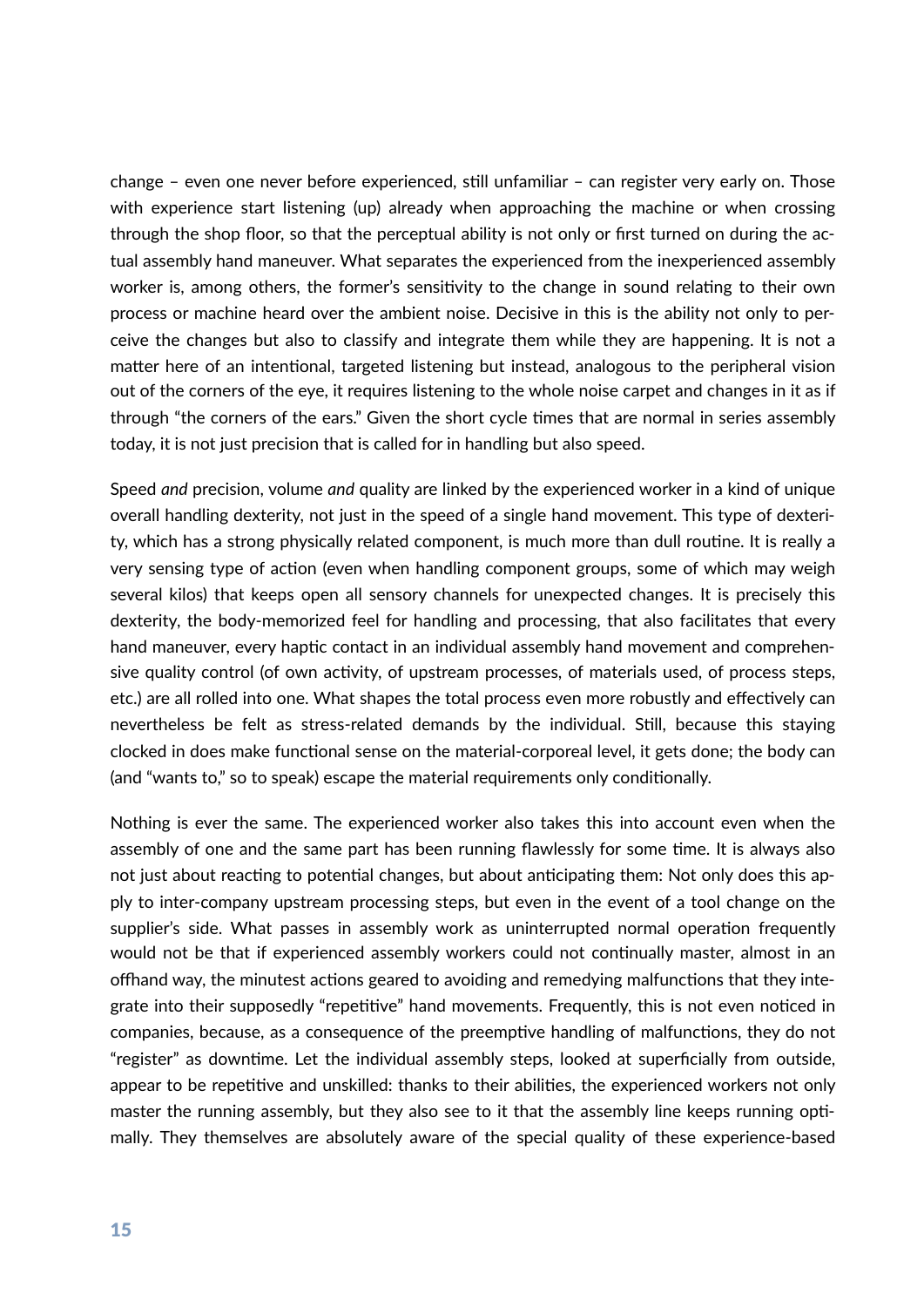change – even one never before experienced, still unfamiliar – can register very early on. Those with experience start listening (up) already when approaching the machine or when crossing through the shop floor, so that the perceptual ability is not only or first turned on during the actual assembly hand maneuver. What separates the experienced from the inexperienced assembly worker is, among others, the former's sensitivity to the change in sound relating to their own process or machine heard over the ambient noise. Decisive in this is the ability not only to perceive the changes but also to classify and integrate them while they are happening. It is not a matter here of an intentional, targeted listening but instead, analogous to the peripheral vision out of the corners of the eye, it requires listening to the whole noise carpet and changes in it as if through "the corners of the ears." Given the short cycle times that are normal in series assembly today, it is not just precision that is called for in handling but also speed.

Speed *and* precision, volume *and* quality are linked by the experienced worker in a kind of unique overall handling dexterity, not just in the speed of a single hand movement. This type of dexterity, which has a strong physically related component, is much more than dull routine. It is really a very sensing type of action (even when handling component groups, some of which may weigh several kilos) that keeps open all sensory channels for unexpected changes. It is precisely this dexterity, the body-memorized feel for handling and processing, that also facilitates that every hand maneuver, every haptic contact in an individual assembly hand movement and comprehensive quality control (of own activity, of upstream processes, of materials used, of process steps, etc.) are all rolled into one. What shapes the total process even more robustly and effectively can nevertheless be felt as stress-related demands by the individual. Still, because this staying clocked in does make functional sense on the material-corporeal level, it gets done; the body can (and "wants to," so to speak) escape the material requirements only conditionally.

Nothing is ever the same. The experienced worker also takes this into account even when the assembly of one and the same part has been running flawlessly for some time. It is always also not just about reacting to potential changes, but about anticipating them: Not only does this apply to inter-company upstream processing steps, but even in the event of a tool change on the supplier's side. What passes in assembly work as uninterrupted normal operation frequently would not be that if experienced assembly workers could not continually master, almost in an offhand way, the minutest actions geared to avoiding and remedying malfunctions that they integrate into their supposedly "repetitive" hand movements. Frequently, this is not even noticed in companies, because, as a consequence of the preemptive handling of malfunctions, they do not "register" as downtime. Let the individual assembly steps, looked at superficially from outside, appear to be repetitive and unskilled: thanks to their abilities, the experienced workers not only master the running assembly, but they also see to it that the assembly line keeps running optimally. They themselves are absolutely aware of the special quality of these experience-based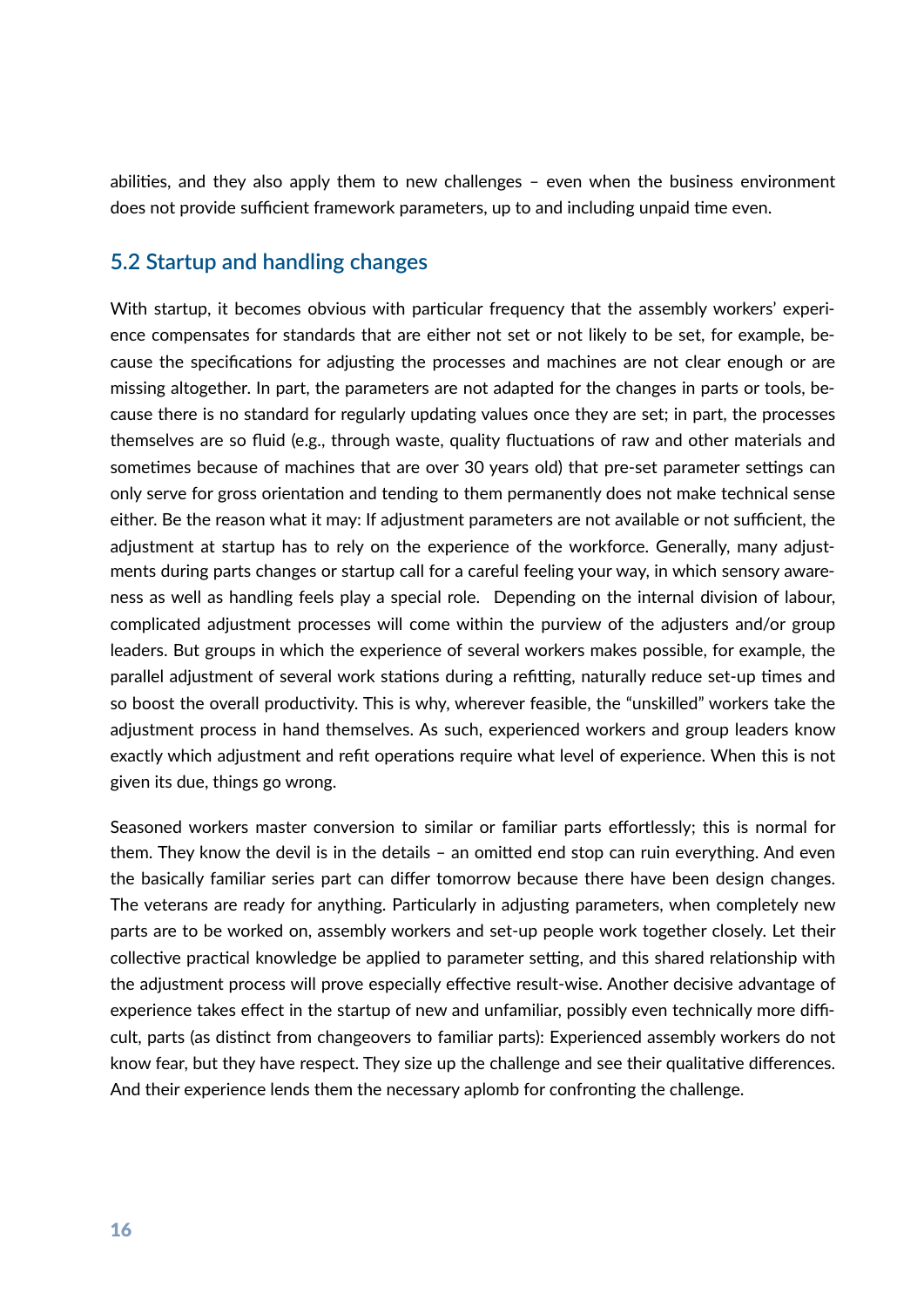abilities, and they also apply them to new challenges – even when the business environment does not provide sufficient framework parameters, up to and including unpaid time even.

## 5.2 Startup and handling changes

With startup, it becomes obvious with particular frequency that the assembly workers' experience compensates for standards that are either not set or not likely to be set, for example, because the specifications for adjusting the processes and machines are not clear enough or are missing altogether. In part, the parameters are not adapted for the changes in parts or tools, because there is no standard for regularly updating values once they are set; in part, the processes themselves are so fluid (e.g., through waste, quality fluctuations of raw and other materials and sometimes because of machines that are over 30 years old) that pre-set parameter settings can only serve for gross orientation and tending to them permanently does not make technical sense either. Be the reason what it may: If adjustment parameters are not available or not sufficient, the adjustment at startup has to rely on the experience of the workforce. Generally, many adjustments during parts changes or startup call for a careful feeling your way, in which sensory awareness as well as handling feels play a special role. Depending on the internal division of labour, complicated adjustment processes will come within the purview of the adjusters and/or group leaders. But groups in which the experience of several workers makes possible, for example, the parallel adjustment of several work stations during a refitting, naturally reduce set-up times and so boost the overall productivity. This is why, wherever feasible, the "unskilled" workers take the adjustment process in hand themselves. As such, experienced workers and group leaders know exactly which adjustment and refit operations require what level of experience. When this is not given its due, things go wrong.

Seasoned workers master conversion to similar or familiar parts effortlessly; this is normal for them. They know the devil is in the details – an omitted end stop can ruin everything. And even the basically familiar series part can differ tomorrow because there have been design changes. The veterans are ready for anything. Particularly in adjusting parameters, when completely new parts are to be worked on, assembly workers and set-up people work together closely. Let their collective practical knowledge be applied to parameter setting, and this shared relationship with the adjustment process will prove especially effective result-wise. Another decisive advantage of experience takes effect in the startup of new and unfamiliar, possibly even technically more difficult, parts (as distinct from changeovers to familiar parts): Experienced assembly workers do not know fear, but they have respect. They size up the challenge and see their qualitative differences. And their experience lends them the necessary aplomb for confronting the challenge.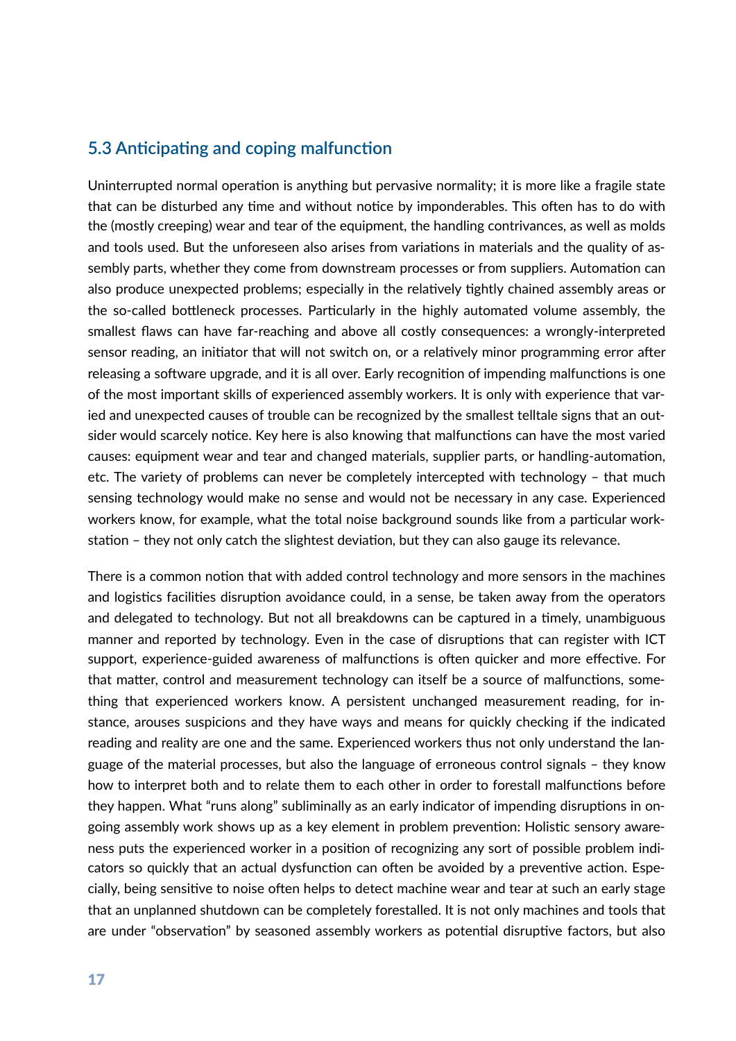## 5.3 Anticipating and coping malfunction

Uninterrupted normal operation is anything but pervasive normality; it is more like a fragile state that can be disturbed any time and without notice by imponderables. This often has to do with the (mostly creeping) wear and tear of the equipment, the handling contrivances, as well as molds and tools used. But the unforeseen also arises from variations in materials and the quality of assembly parts, whether they come from downstream processes or from suppliers. Automation can also produce unexpected problems; especially in the relatively tightly chained assembly areas or the so-called bottleneck processes. Particularly in the highly automated volume assembly, the smallest flaws can have far-reaching and above all costly consequences: a wrongly-interpreted sensor reading, an initiator that will not switch on, or a relatively minor programming error after releasing a software upgrade, and it is all over. Early recognition of impending malfunctions is one of the most important skills of experienced assembly workers. It is only with experience that varied and unexpected causes of trouble can be recognized by the smallest telltale signs that an outsider would scarcely notice. Key here is also knowing that malfunctions can have the most varied causes: equipment wear and tear and changed materials, supplier parts, or handling-automation, etc. The variety of problems can never be completely intercepted with technology – that much sensing technology would make no sense and would not be necessary in any case. Experienced workers know, for example, what the total noise background sounds like from a particular workstation – they not only catch the slightest deviation, but they can also gauge its relevance.

There is a common notion that with added control technology and more sensors in the machines and logistics facilities disruption avoidance could, in a sense, be taken away from the operators and delegated to technology. But not all breakdowns can be captured in a timely, unambiguous manner and reported by technology. Even in the case of disruptions that can register with ICT support, experience-guided awareness of malfunctions is often quicker and more effective. For that matter, control and measurement technology can itself be a source of malfunctions, something that experienced workers know. A persistent unchanged measurement reading, for instance, arouses suspicions and they have ways and means for quickly checking if the indicated reading and reality are one and the same. Experienced workers thus not only understand the language of the material processes, but also the language of erroneous control signals – they know how to interpret both and to relate them to each other in order to forestall malfunctions before they happen. What "runs along" subliminally as an early indicator of impending disruptions in ongoing assembly work shows up as a key element in problem prevention: Holistic sensory awareness puts the experienced worker in a position of recognizing any sort of possible problem indicators so quickly that an actual dysfunction can often be avoided by a preventive action. Especially, being sensitive to noise often helps to detect machine wear and tear at such an early stage that an unplanned shutdown can be completely forestalled. It is not only machines and tools that are under "observation" by seasoned assembly workers as potential disruptive factors, but also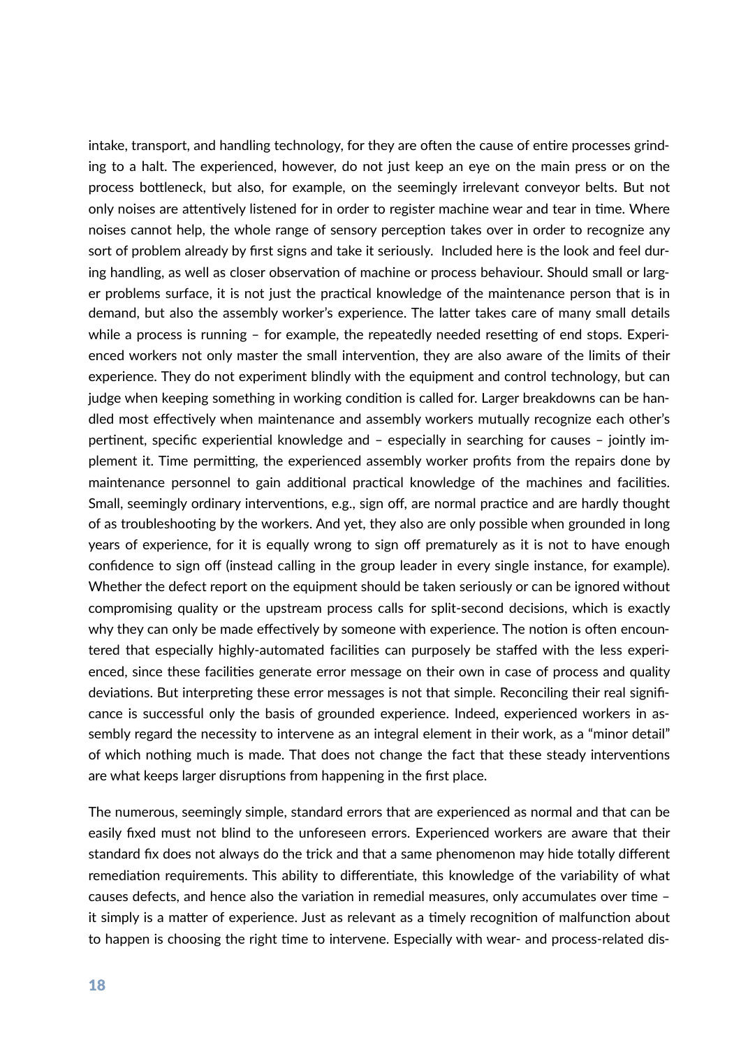intake, transport, and handling technology, for they are often the cause of entire processes grinding to a halt. The experienced, however, do not just keep an eye on the main press or on the process bottleneck, but also, for example, on the seemingly irrelevant conveyor belts. But not only noises are attentively listened for in order to register machine wear and tear in time. Where noises cannot help, the whole range of sensory perception takes over in order to recognize any sort of problem already by first signs and take it seriously. Included here is the look and feel during handling, as well as closer observation of machine or process behaviour. Should small or larger problems surface, it is not just the practical knowledge of the maintenance person that is in demand, but also the assembly worker's experience. The latter takes care of many small details while a process is running – for example, the repeatedly needed resetting of end stops. Experienced workers not only master the small intervention, they are also aware of the limits of their experience. They do not experiment blindly with the equipment and control technology, but can judge when keeping something in working condition is called for. Larger breakdowns can be handled most effectively when maintenance and assembly workers mutually recognize each other's pertinent, specific experiential knowledge and – especially in searching for causes – jointly implement it. Time permitting, the experienced assembly worker profits from the repairs done by maintenance personnel to gain additional practical knowledge of the machines and facilities. Small, seemingly ordinary interventions, e.g., sign off, are normal practice and are hardly thought of as troubleshooting by the workers. And yet, they also are only possible when grounded in long years of experience, for it is equally wrong to sign off prematurely as it is not to have enough confidence to sign off (instead calling in the group leader in every single instance, for example). Whether the defect report on the equipment should be taken seriously or can be ignored without compromising quality or the upstream process calls for split-second decisions, which is exactly why they can only be made effectively by someone with experience. The notion is often encountered that especially highly-automated facilities can purposely be staffed with the less experienced, since these facilities generate error message on their own in case of process and quality deviations. But interpreting these error messages is not that simple. Reconciling their real significance is successful only the basis of grounded experience. Indeed, experienced workers in assembly regard the necessity to intervene as an integral element in their work, as a "minor detail" of which nothing much is made. That does not change the fact that these steady interventions are what keeps larger disruptions from happening in the first place.

The numerous, seemingly simple, standard errors that are experienced as normal and that can be easily fixed must not blind to the unforeseen errors. Experienced workers are aware that their standard fix does not always do the trick and that a same phenomenon may hide totally different remediation requirements. This ability to differentiate, this knowledge of the variability of what causes defects, and hence also the variation in remedial measures, only accumulates over time – it simply is a matter of experience. Just as relevant as a timely recognition of malfunction about to happen is choosing the right time to intervene. Especially with wear- and process-related dis-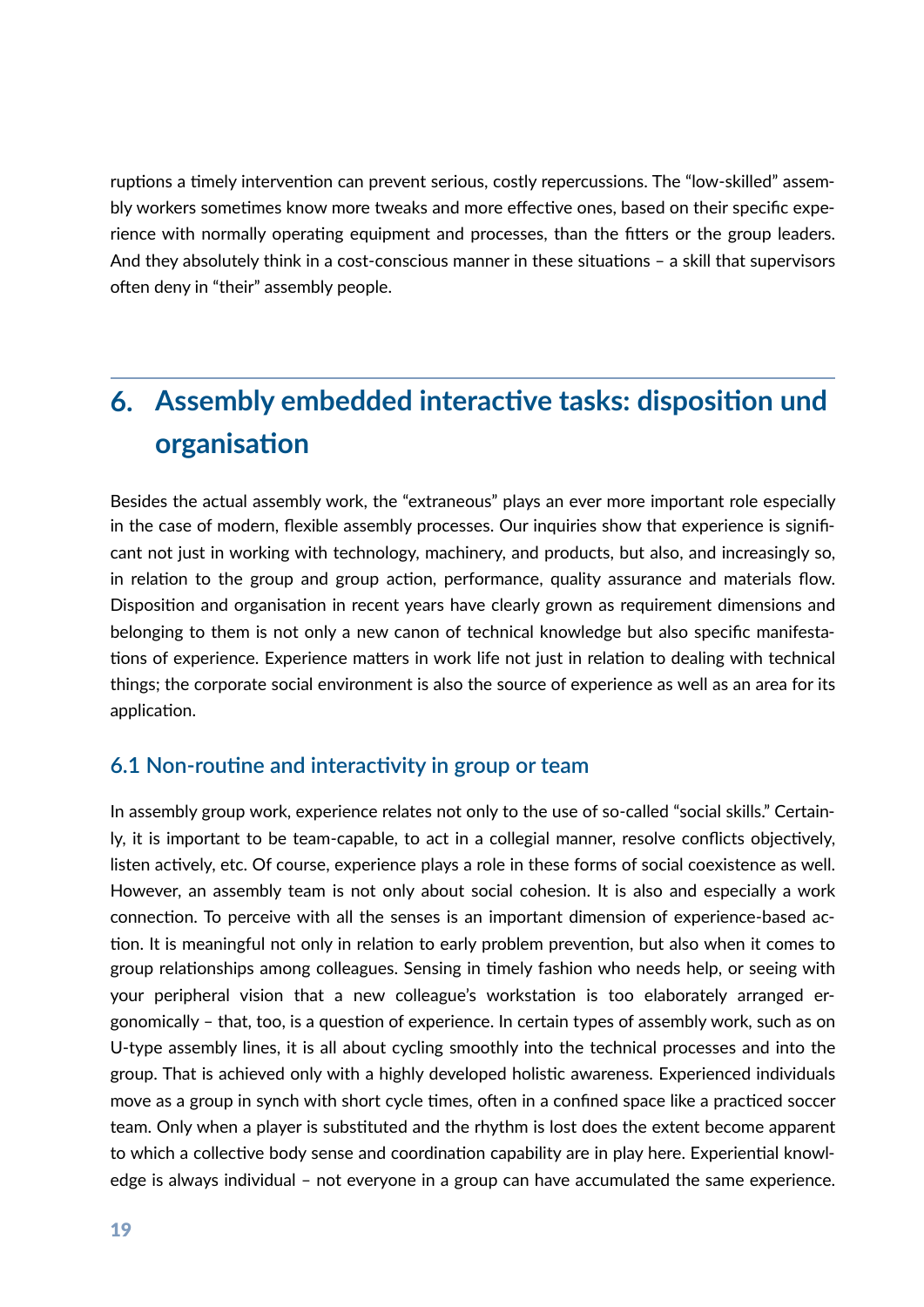ruptions a timely intervention can prevent serious, costly repercussions. The "low-skilled" assembly workers sometimes know more tweaks and more effective ones, based on their specific experience with normally operating equipment and processes, than the fitters or the group leaders. And they absolutely think in a cost-conscious manner in these situations – a skill that supervisors often deny in "their" assembly people.

# 6. Assembly embedded interactive tasks: disposition und organisation

Besides the actual assembly work, the "extraneous" plays an ever more important role especially in the case of modern, flexible assembly processes. Our inquiries show that experience is significant not just in working with technology, machinery, and products, but also, and increasingly so, in relation to the group and group action, performance, quality assurance and materials flow. Disposition and organisation in recent years have clearly grown as requirement dimensions and belonging to them is not only a new canon of technical knowledge but also specific manifestations of experience. Experience matters in work life not just in relation to dealing with technical things; the corporate social environment is also the source of experience as well as an area for its application.

## 6.1 Non-routine and interactivity in group or team

In assembly group work, experience relates not only to the use of so-called "social skills." Certainly, it is important to be team-capable, to act in a collegial manner, resolve conflicts objectively, listen actively, etc. Of course, experience plays a role in these forms of social coexistence as well. However, an assembly team is not only about social cohesion. It is also and especially a work connection. To perceive with all the senses is an important dimension of experience-based action. It is meaningful not only in relation to early problem prevention, but also when it comes to group relationships among colleagues. Sensing in timely fashion who needs help, or seeing with your peripheral vision that a new colleague's workstation is too elaborately arranged ergonomically – that, too, is a question of experience. In certain types of assembly work, such as on U-type assembly lines, it is all about cycling smoothly into the technical processes and into the group. That is achieved only with a highly developed holistic awareness. Experienced individuals move as a group in synch with short cycle times, often in a confined space like a practiced soccer team. Only when a player is substituted and the rhythm is lost does the extent become apparent to which a collective body sense and coordination capability are in play here. Experiential knowledge is always individual – not everyone in a group can have accumulated the same experience.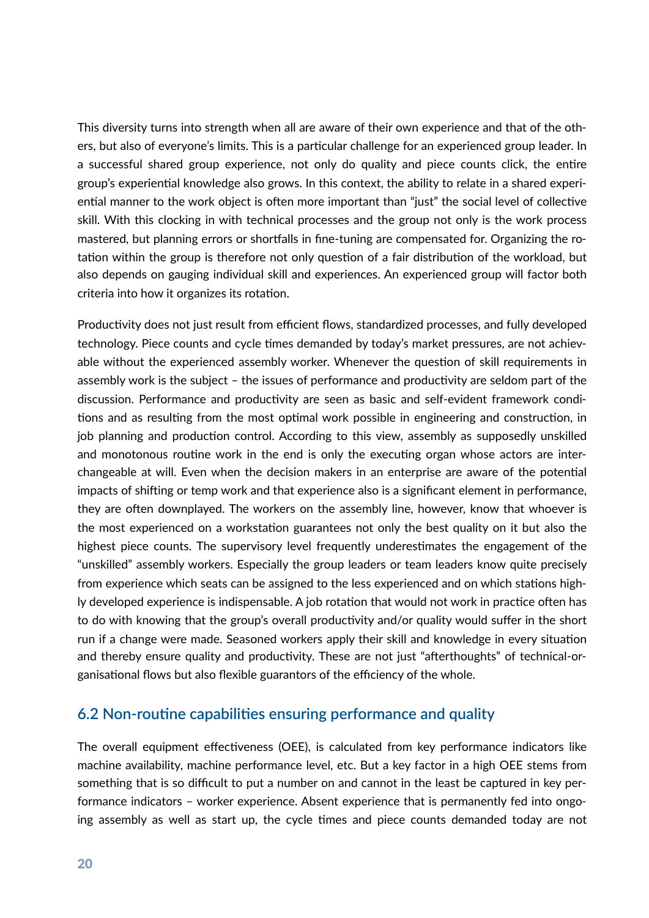This diversity turns into strength when all are aware of their own experience and that of the others, but also of everyone's limits. This is a particular challenge for an experienced group leader. In a successful shared group experience, not only do quality and piece counts click, the entire group's experiential knowledge also grows. In this context, the ability to relate in a shared experiential manner to the work object is often more important than "just" the social level of collective skill. With this clocking in with technical processes and the group not only is the work process mastered, but planning errors or shortfalls in fine-tuning are compensated for. Organizing the rotation within the group is therefore not only question of a fair distribution of the workload, but also depends on gauging individual skill and experiences. An experienced group will factor both criteria into how it organizes its rotation.

Productivity does not just result from efficient flows, standardized processes, and fully developed technology. Piece counts and cycle times demanded by today's market pressures, are not achievable without the experienced assembly worker. Whenever the question of skill requirements in assembly work is the subject – the issues of performance and productivity are seldom part of the discussion. Performance and productivity are seen as basic and self-evident framework conditions and as resulting from the most optimal work possible in engineering and construction, in job planning and production control. According to this view, assembly as supposedly unskilled and monotonous routine work in the end is only the executing organ whose actors are interchangeable at will. Even when the decision makers in an enterprise are aware of the potential impacts of shifting or temp work and that experience also is a significant element in performance, they are often downplayed. The workers on the assembly line, however, know that whoever is the most experienced on a workstation guarantees not only the best quality on it but also the highest piece counts. The supervisory level frequently underestimates the engagement of the "unskilled" assembly workers. Especially the group leaders or team leaders know quite precisely from experience which seats can be assigned to the less experienced and on which stations highly developed experience is indispensable. A job rotation that would not work in practice often has to do with knowing that the group's overall productivity and/or quality would suffer in the short run if a change were made. Seasoned workers apply their skill and knowledge in every situation and thereby ensure quality and productivity. These are not just "afterthoughts" of technical-organisational flows but also flexible guarantors of the efficiency of the whole.

## 6.2 Non-routine capabilities ensuring performance and quality

The overall equipment effectiveness (OEE), is calculated from key performance indicators like machine availability, machine performance level, etc. But a key factor in a high OEE stems from something that is so difficult to put a number on and cannot in the least be captured in key performance indicators – worker experience. Absent experience that is permanently fed into ongoing assembly as well as start up, the cycle times and piece counts demanded today are not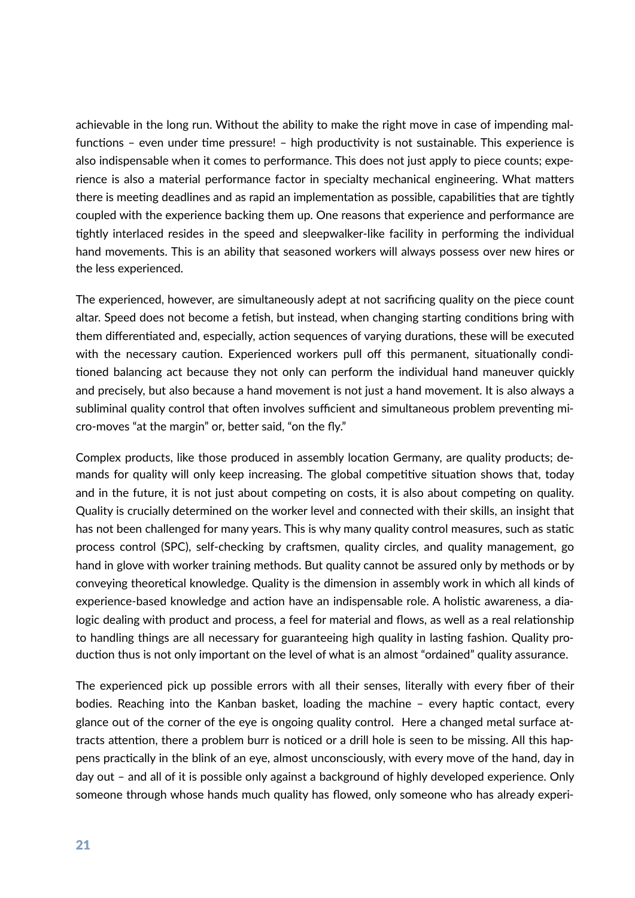achievable in the long run. Without the ability to make the right move in case of impending malfunctions – even under time pressure! – high productivity is not sustainable. This experience is also indispensable when it comes to performance. This does not just apply to piece counts; experience is also a material performance factor in specialty mechanical engineering. What matters there is meeting deadlines and as rapid an implementation as possible, capabilities that are tightly coupled with the experience backing them up. One reasons that experience and performance are tightly interlaced resides in the speed and sleepwalker-like facility in performing the individual hand movements. This is an ability that seasoned workers will always possess over new hires or the less experienced.

The experienced, however, are simultaneously adept at not sacrificing quality on the piece count altar. Speed does not become a fetish, but instead, when changing starting conditions bring with them differentiated and, especially, action sequences of varying durations, these will be executed with the necessary caution. Experienced workers pull off this permanent, situationally conditioned balancing act because they not only can perform the individual hand maneuver quickly and precisely, but also because a hand movement is not just a hand movement. It is also always a subliminal quality control that often involves sufficient and simultaneous problem preventing micro-moves "at the margin" or, better said, "on the fly."

Complex products, like those produced in assembly location Germany, are quality products; demands for quality will only keep increasing. The global competitive situation shows that, today and in the future, it is not just about competing on costs, it is also about competing on quality. Quality is crucially determined on the worker level and connected with their skills, an insight that has not been challenged for many years. This is why many quality control measures, such as static process control (SPC), self-checking by craftsmen, quality circles, and quality management, go hand in glove with worker training methods. But quality cannot be assured only by methods or by conveying theoretical knowledge. Quality is the dimension in assembly work in which all kinds of experience-based knowledge and action have an indispensable role. A holistic awareness, a dialogic dealing with product and process, a feel for material and flows, as well as a real relationship to handling things are all necessary for guaranteeing high quality in lasting fashion. Quality production thus is not only important on the level of what is an almost "ordained" quality assurance.

The experienced pick up possible errors with all their senses, literally with every fiber of their bodies. Reaching into the Kanban basket, loading the machine – every haptic contact, every glance out of the corner of the eye is ongoing quality control. Here a changed metal surface attracts attention, there a problem burr is noticed or a drill hole is seen to be missing. All this happens practically in the blink of an eye, almost unconsciously, with every move of the hand, day in day out – and all of it is possible only against a background of highly developed experience. Only someone through whose hands much quality has flowed, only someone who has already experi-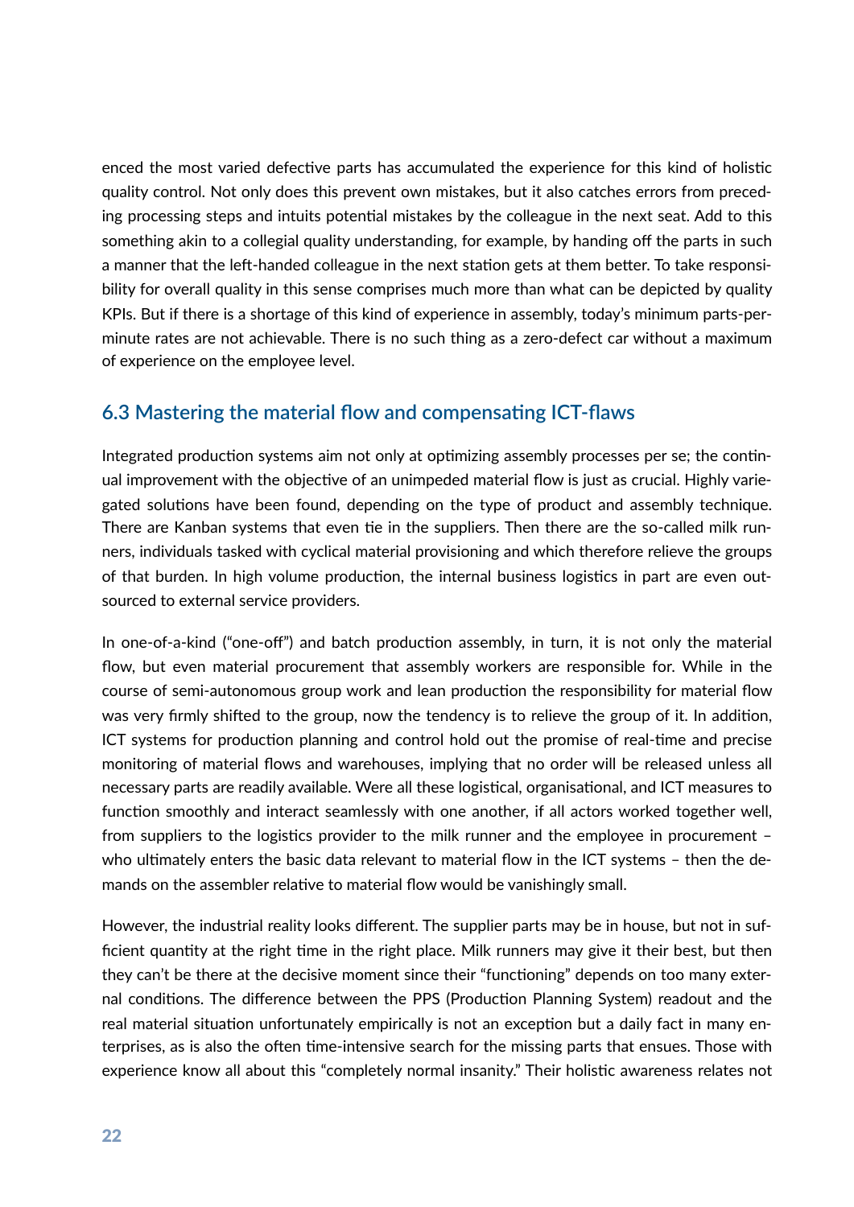enced the most varied defective parts has accumulated the experience for this kind of holistic quality control. Not only does this prevent own mistakes, but it also catches errors from preceding processing steps and intuits potential mistakes by the colleague in the next seat. Add to this something akin to a collegial quality understanding, for example, by handing off the parts in such a manner that the left-handed colleague in the next station gets at them better. To take responsibility for overall quality in this sense comprises much more than what can be depicted by quality KPIs. But if there is a shortage of this kind of experience in assembly, today's minimum parts-per-minute rates are not achievable. There is no such thing as a zero-defect car without a maximum of experience on the employee level.

## 6.3 Mastering the material flow and compensating ICT-flaws

Integrated production systems aim not only at optimizing assembly processes per se; the continual improvement with the objective of an unimpeded material flow is just as crucial. Highly variegated solutions have been found, depending on the type of product and assembly technique. There are Kanban systems that even tie in the suppliers. Then there are the so-called milk runners, individuals tasked with cyclical material provisioning and which therefore relieve the groups of that burden. In high volume production, the internal business logistics in part are even outsourced to external service providers.

In one-of-a-kind ("one-off") and batch production assembly, in turn, it is not only the material flow, but even material procurement that assembly workers are responsible for. While in the course of semi-autonomous group work and lean production the responsibility for material flow was very firmly shifted to the group, now the tendency is to relieve the group of it. In addition, ICT systems for production planning and control hold out the promise of real-time and precise monitoring of material flows and warehouses, implying that no order will be released unless all necessary parts are readily available. Were all these logistical, organisational, and ICT measures to function smoothly and interact seamlessly with one another, if all actors worked together well, from suppliers to the logistics provider to the milk runner and the employee in procurement – who ultimately enters the basic data relevant to material flow in the ICT systems – then the demands on the assembler relative to material flow would be vanishingly small.

However, the industrial reality looks different. The supplier parts may be in house, but not in sufficient quantity at the right time in the right place. Milk runners may give it their best, but then they can't be there at the decisive moment since their "functioning" depends on too many external conditions. The difference between the PPS (Production Planning System) readout and the real material situation unfortunately empirically is not an exception but a daily fact in many enterprises, as is also the often time-intensive search for the missing parts that ensues. Those with experience know all about this "completely normal insanity." Their holistic awareness relates not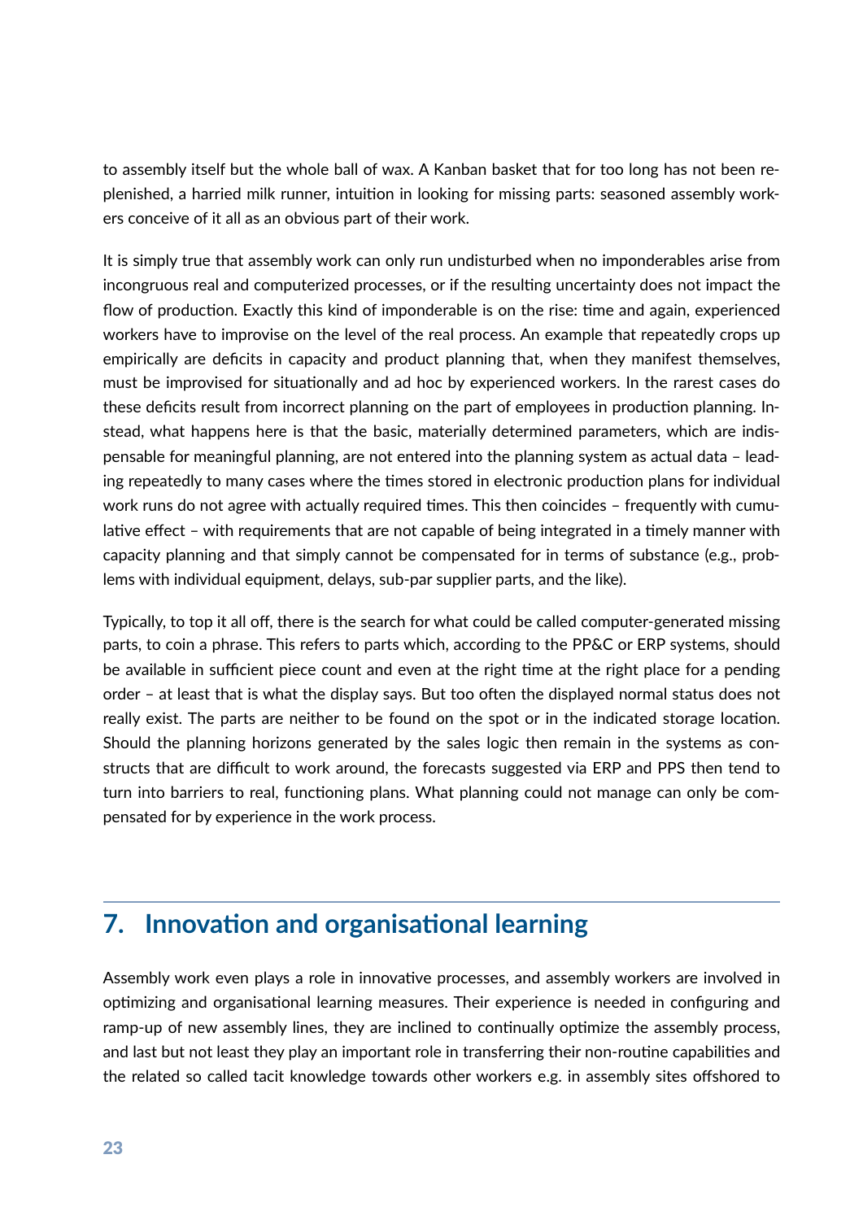to assembly itself but the whole ball of wax. A Kanban basket that for too long has not been replenished, a harried milk runner, intuition in looking for missing parts: seasoned assembly workers conceive of it all as an obvious part of their work.

It is simply true that assembly work can only run undisturbed when no imponderables arise from incongruous real and computerized processes, or if the resulting uncertainty does not impact the flow of production. Exactly this kind of imponderable is on the rise: time and again, experienced workers have to improvise on the level of the real process. An example that repeatedly crops up empirically are deficits in capacity and product planning that, when they manifest themselves, must be improvised for situationally and ad hoc by experienced workers. In the rarest cases do these deficits result from incorrect planning on the part of employees in production planning. Instead, what happens here is that the basic, materially determined parameters, which are indispensable for meaningful planning, are not entered into the planning system as actual data – leading repeatedly to many cases where the times stored in electronic production plans for individual work runs do not agree with actually required times. This then coincides – frequently with cumulative effect – with requirements that are not capable of being integrated in a timely manner with capacity planning and that simply cannot be compensated for in terms of substance (e.g., problems with individual equipment, delays, sub-par supplier parts, and the like).

Typically, to top it all off, there is the search for what could be called computer-generated missing parts, to coin a phrase. This refers to parts which, according to the PP&C or ERP systems, should be available in sufficient piece count and even at the right time at the right place for a pending order – at least that is what the display says. But too often the displayed normal status does not really exist. The parts are neither to be found on the spot or in the indicated storage location. Should the planning horizons generated by the sales logic then remain in the systems as constructs that are difficult to work around, the forecasts suggested via ERP and PPS then tend to turn into barriers to real, functioning plans. What planning could not manage can only be compensated for by experience in the work process.

## 7. Innovation and organisational learning

Assembly work even plays a role in innovative processes, and assembly workers are involved in optimizing and organisational learning measures. Their experience is needed in configuring and ramp-up of new assembly lines, they are inclined to continually optimize the assembly process, and last but not least they play an important role in transferring their non-routine capabilities and the related so called tacit knowledge towards other workers e.g. in assembly sites offshored to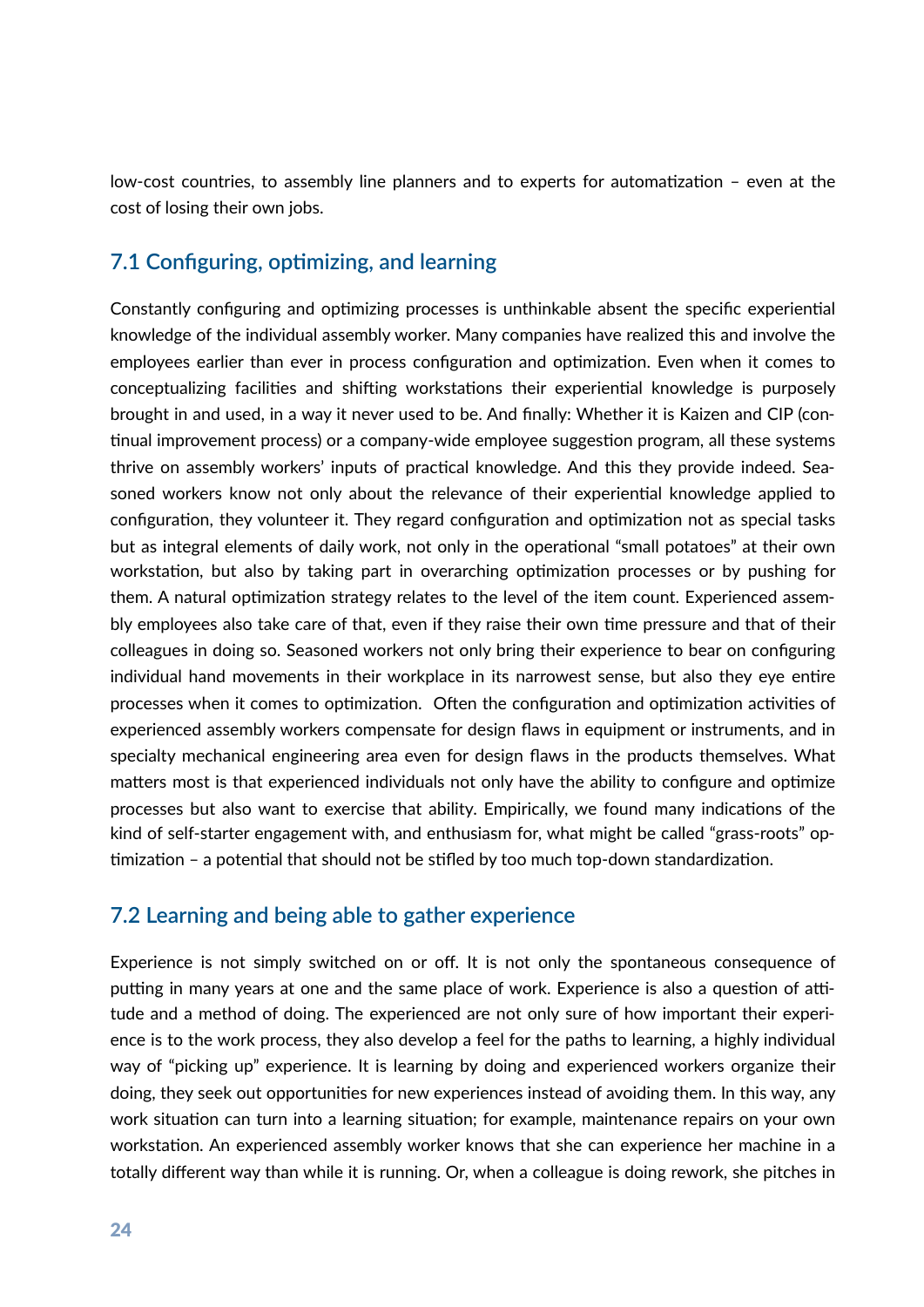low-cost countries, to assembly line planners and to experts for automatization – even at the cost of losing their own jobs.

## 7.1 Configuring, optimizing, and learning

Constantly configuring and optimizing processes is unthinkable absent the specific experiential knowledge of the individual assembly worker. Many companies have realized this and involve the employees earlier than ever in process configuration and optimization. Even when it comes to conceptualizing facilities and shifting workstations their experiential knowledge is purposely brought in and used, in a way it never used to be. And finally: Whether it is Kaizen and CIP (continual improvement process) or a company-wide employee suggestion program, all these systems thrive on assembly workers' inputs of practical knowledge. And this they provide indeed. Seasoned workers know not only about the relevance of their experiential knowledge applied to configuration, they volunteer it. They regard configuration and optimization not as special tasks but as integral elements of daily work, not only in the operational "small potatoes" at their own workstation, but also by taking part in overarching optimization processes or by pushing for them. A natural optimization strategy relates to the level of the item count. Experienced assembly employees also take care of that, even if they raise their own time pressure and that of their colleagues in doing so. Seasoned workers not only bring their experience to bear on configuring individual hand movements in their workplace in its narrowest sense, but also they eye entire processes when it comes to optimization. Often the configuration and optimization activities of experienced assembly workers compensate for design flaws in equipment or instruments, and in specialty mechanical engineering area even for design flaws in the products themselves. What matters most is that experienced individuals not only have the ability to configure and optimize processes but also want to exercise that ability. Empirically, we found many indications of the kind of self-starter engagement with, and enthusiasm for, what might be called "grass-roots" optimization – a potential that should not be stifled by too much top-down standardization.

## 7.2 Learning and being able to gather experience

Experience is not simply switched on or off. It is not only the spontaneous consequence of putting in many years at one and the same place of work. Experience is also a question of attitude and a method of doing. The experienced are not only sure of how important their experience is to the work process, they also develop a feel for the paths to learning, a highly individual way of "picking up" experience. It is learning by doing and experienced workers organize their doing, they seek out opportunities for new experiences instead of avoiding them. In this way, any work situation can turn into a learning situation; for example, maintenance repairs on your own workstation. An experienced assembly worker knows that she can experience her machine in a totally different way than while it is running. Or, when a colleague is doing rework, she pitches in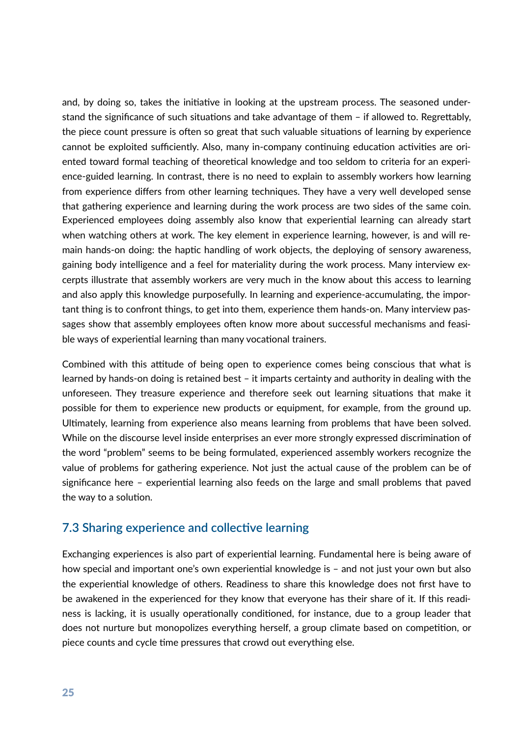and, by doing so, takes the initiative in looking at the upstream process. The seasoned understand the significance of such situations and take advantage of them – if allowed to. Regrettably, the piece count pressure is often so great that such valuable situations of learning by experience cannot be exploited sufficiently. Also, many in-company continuing education activities are oriented toward formal teaching of theoretical knowledge and too seldom to criteria for an experience-guided learning. In contrast, there is no need to explain to assembly workers how learning from experience differs from other learning techniques. They have a very well developed sense that gathering experience and learning during the work process are two sides of the same coin. Experienced employees doing assembly also know that experiential learning can already start when watching others at work. The key element in experience learning, however, is and will remain hands-on doing: the haptic handling of work objects, the deploying of sensory awareness, gaining body intelligence and a feel for materiality during the work process. Many interview excerpts illustrate that assembly workers are very much in the know about this access to learning and also apply this knowledge purposefully. In learning and experience-accumulating, the important thing is to confront things, to get into them, experience them hands-on. Many interview passages show that assembly employees often know more about successful mechanisms and feasible ways of experiential learning than many vocational trainers.

Combined with this attitude of being open to experience comes being conscious that what is learned by hands-on doing is retained best – it imparts certainty and authority in dealing with the unforeseen. They treasure experience and therefore seek out learning situations that make it possible for them to experience new products or equipment, for example, from the ground up. Ultimately, learning from experience also means learning from problems that have been solved. While on the discourse level inside enterprises an ever more strongly expressed discrimination of the word "problem" seems to be being formulated, experienced assembly workers recognize the value of problems for gathering experience. Not just the actual cause of the problem can be of significance here – experiential learning also feeds on the large and small problems that paved the way to a solution.

## 7.3 Sharing experience and collective learning

Exchanging experiences is also part of experiential learning. Fundamental here is being aware of how special and important one's own experiential knowledge is – and not just your own but also the experiential knowledge of others. Readiness to share this knowledge does not first have to be awakened in the experienced for they know that everyone has their share of it. If this readiness is lacking, it is usually operationally conditioned, for instance, due to a group leader that does not nurture but monopolizes everything herself, a group climate based on competition, or piece counts and cycle time pressures that crowd out everything else.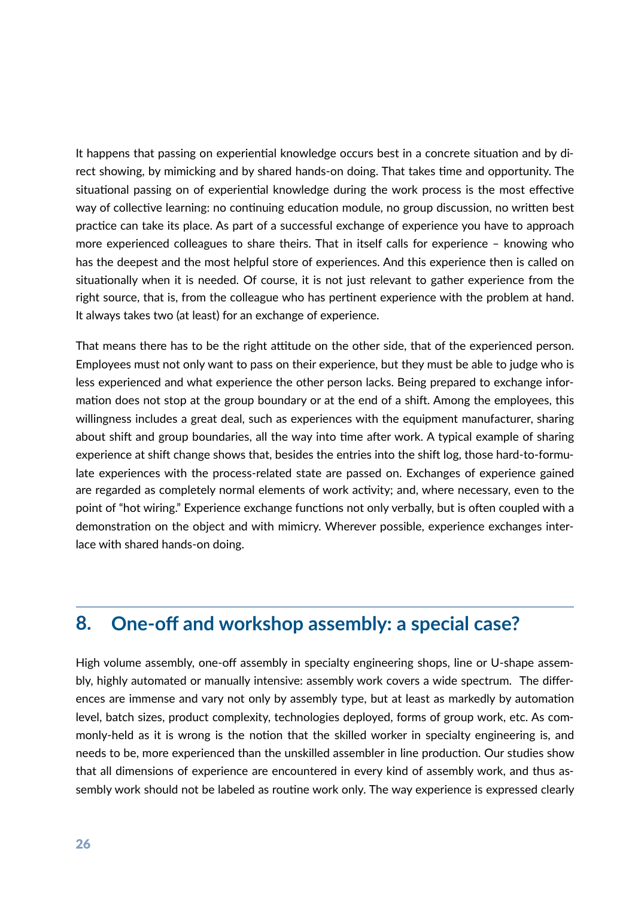It happens that passing on experiential knowledge occurs best in a concrete situation and by direct showing, by mimicking and by shared hands-on doing. That takes time and opportunity. The situational passing on of experiential knowledge during the work process is the most effective way of collective learning: no continuing education module, no group discussion, no written best practice can take its place. As part of a successful exchange of experience you have to approach more experienced colleagues to share theirs. That in itself calls for experience – knowing who has the deepest and the most helpful store of experiences. And this experience then is called on situationally when it is needed. Of course, it is not just relevant to gather experience from the right source, that is, from the colleague who has pertinent experience with the problem at hand. It always takes two (at least) for an exchange of experience.

That means there has to be the right attitude on the other side, that of the experienced person. Employees must not only want to pass on their experience, but they must be able to judge who is less experienced and what experience the other person lacks. Being prepared to exchange information does not stop at the group boundary or at the end of a shift. Among the employees, this willingness includes a great deal, such as experiences with the equipment manufacturer, sharing about shift and group boundaries, all the way into time after work. A typical example of sharing experience at shift change shows that, besides the entries into the shift log, those hard-to-formulate experiences with the process-related state are passed on. Exchanges of experience gained are regarded as completely normal elements of work activity; and, where necessary, even to the point of "hot wiring." Experience exchange functions not only verbally, but is often coupled with a demonstration on the object and with mimicry. Wherever possible, experience exchanges interlace with shared hands-on doing.

## 8. One-off and workshop assembly: a special case?

High volume assembly, one-off assembly in specialty engineering shops, line or U-shape assembly, highly automated or manually intensive: assembly work covers a wide spectrum. The differences are immense and vary not only by assembly type, but at least as markedly by automation level, batch sizes, product complexity, technologies deployed, forms of group work, etc. As commonly-held as it is wrong is the notion that the skilled worker in specialty engineering is, and needs to be, more experienced than the unskilled assembler in line production. Our studies show that all dimensions of experience are encountered in every kind of assembly work, and thus assembly work should not be labeled as routine work only. The way experience is expressed clearly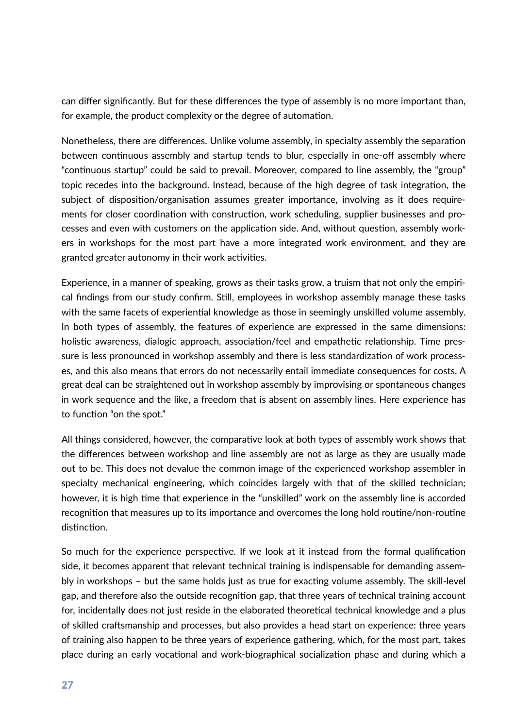can differ significantly. But for these differences the type of assembly is no more important than, for example, the product complexity or the degree of automation.

Nonetheless, there are differences. Unlike volume assembly, in specialty assembly the separation between continuous assembly and startup tends to blur, especially in one-off assembly where "continuous startup" could be said to prevail. Moreover, compared to line assembly, the "group" topic recedes into the background. Instead, because of the high degree of task integration, the subject of disposition/organisation assumes greater importance, involving as it does requirements for closer coordination with construction, work scheduling, supplier businesses and processes and even with customers on the application side. And, without question, assembly workers in workshops for the most part have a more integrated work environment, and they are granted greater autonomy in their work activities.

Experience, in a manner of speaking, grows as their tasks grow, a truism that not only the empirical findings from our study confirm. Still, employees in workshop assembly manage these tasks with the same facets of experiential knowledge as those in seemingly unskilled volume assembly. In both types of assembly, the features of experience are expressed in the same dimensions: holistic awareness, dialogic approach, association/feel and empathetic relationship. Time pressure is less pronounced in workshop assembly and there is less standardization of work processes, and this also means that errors do not necessarily entail immediate consequences for costs. A great deal can be straightened out in workshop assembly by improvising or spontaneous changes in work sequence and the like, a freedom that is absent on assembly lines. Here experience has to function "on the spot."

All things considered, however, the comparative look at both types of assembly work shows that the differences between workshop and line assembly are not as large as they are usually made out to be. This does not devalue the common image of the experienced workshop assembler in specialty mechanical engineering, which coincides largely with that of the skilled technician; however, it is high time that experience in the "unskilled" work on the assembly line is accorded recognition that measures up to its importance and overcomes the long hold routine/non-routine distinction.

So much for the experience perspective. If we look at it instead from the formal qualification side, it becomes apparent that relevant technical training is indispensable for demanding assembly in workshops – but the same holds just as true for exacting volume assembly. The skill-level gap, and therefore also the outside recognition gap, that three years of technical training account for, incidentally does not just reside in the elaborated theoretical technical knowledge and a plus of skilled craftsmanship and processes, but also provides a head start on experience: three years of training also happen to be three years of experience gathering, which, for the most part, takes place during an early vocational and work-biographical socialization phase and during which a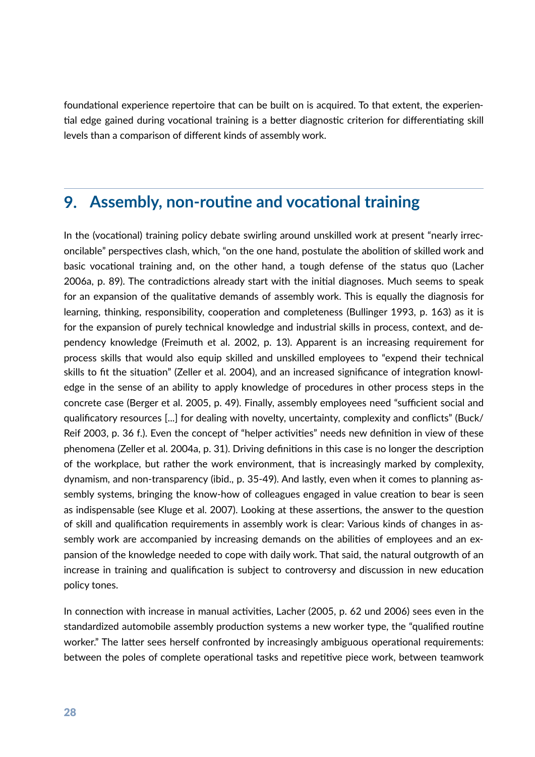foundational experience repertoire that can be built on is acquired. To that extent, the experiential edge gained during vocational training is a better diagnostic criterion for differentiating skill levels than a comparison of different kinds of assembly work.

## 9. Assembly, non-routine and vocational training

In the (vocational) training policy debate swirling around unskilled work at present "nearly irreconcilable" perspectives clash, which, "on the one hand, postulate the abolition of skilled work and basic vocational training and, on the other hand, a tough defense of the status quo (Lacher 2006a, p. 89). The contradictions already start with the initial diagnoses. Much seems to speak for an expansion of the qualitative demands of assembly work. This is equally the diagnosis for learning, thinking, responsibility, cooperation and completeness (Bullinger 1993, p. 163) as it is for the expansion of purely technical knowledge and industrial skills in process, context, and dependency knowledge (Freimuth et al. 2002, p. 13). Apparent is an increasing requirement for process skills that would also equip skilled and unskilled employees to "expend their technical skills to fit the situation" (Zeller et al. 2004), and an increased significance of integration knowledge in the sense of an ability to apply knowledge of procedures in other process steps in the concrete case (Berger et al. 2005, p. 49). Finally, assembly employees need "sufficient social and qualificatory resources [...] for dealing with novelty, uncertainty, complexity and conflicts" (Buck/Reif 2003, p. 36 f.). Even the concept of "helper activities" needs new definition in view of these phenomena (Zeller et al. 2004a, p. 31). Driving definitions in this case is no longer the description of the workplace, but rather the work environment, that is increasingly marked by complexity, dynamism, and non-transparency (ibid., p. 35-49). And lastly, even when it comes to planning assembly systems, bringing the know-how of colleagues engaged in value creation to bear is seen as indispensable (see Kluge et al. 2007). Looking at these assertions, the answer to the question of skill and qualification requirements in assembly work is clear: Various kinds of changes in assembly work are accompanied by increasing demands on the abilities of employees and an expansion of the knowledge needed to cope with daily work. That said, the natural outgrowth of an increase in training and qualification is subject to controversy and discussion in new education policy tones.

In connection with increase in manual activities, Lacher (2005, p. 62 und 2006) sees even in the standardized automobile assembly production systems a new worker type, the "qualified routine worker." The latter sees herself confronted by increasingly ambiguous operational requirements: between the poles of complete operational tasks and repetitive piece work, between teamwork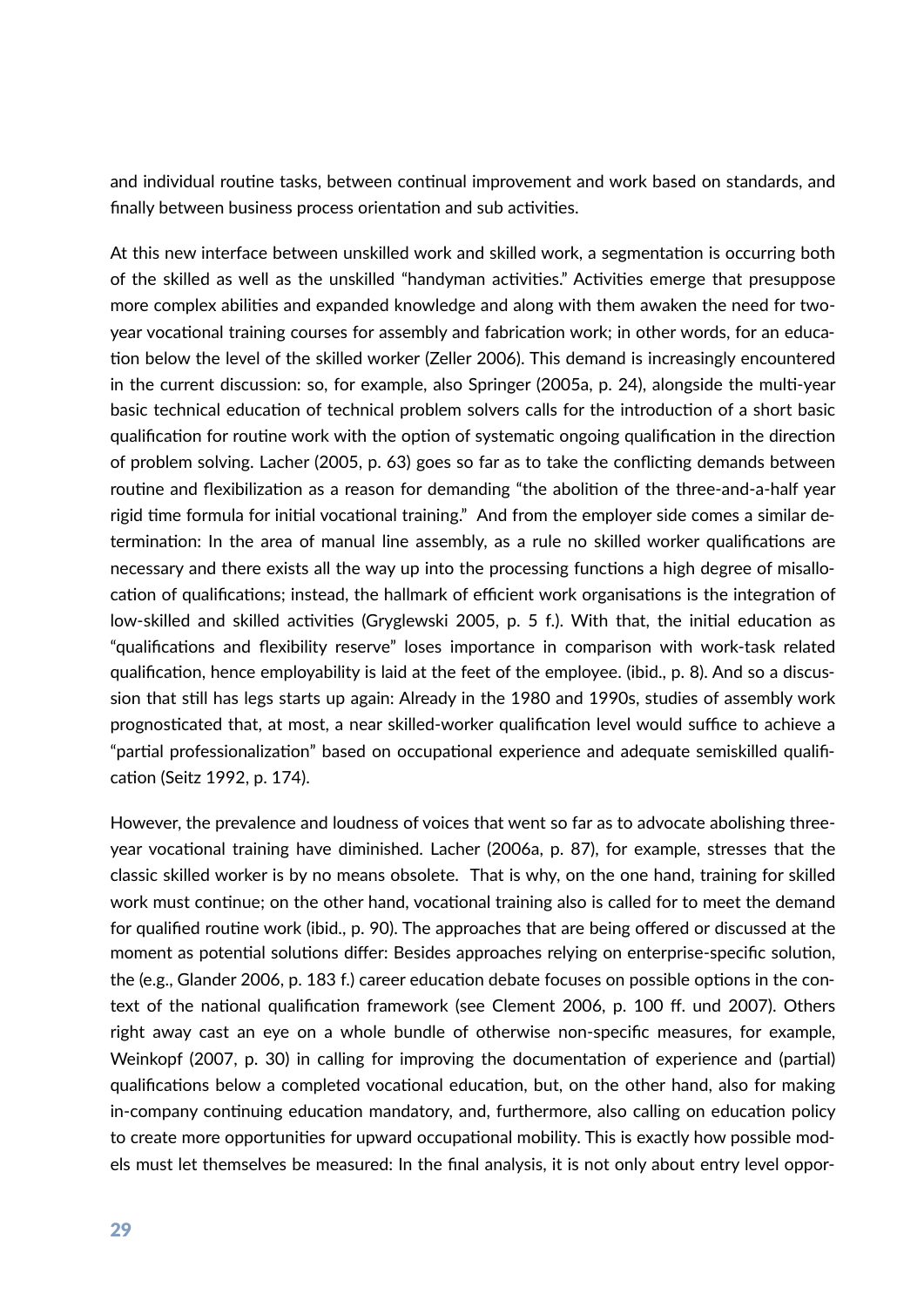and individual routine tasks, between continual improvement and work based on standards, and finally between business process orientation and sub activities.

At this new interface between unskilled work and skilled work, a segmentation is occurring both of the skilled as well as the unskilled "handyman activities." Activities emerge that presuppose more complex abilities and expanded knowledge and along with them awaken the need for two-year vocational training courses for assembly and fabrication work; in other words, for an education below the level of the skilled worker (Zeller 2006). This demand is increasingly encountered in the current discussion: so, for example, also Springer (2005a, p. 24), alongside the multi-year basic technical education of technical problem solvers calls for the introduction of a short basic qualification for routine work with the option of systematic ongoing qualification in the direction of problem solving. Lacher (2005, p. 63) goes so far as to take the conflicting demands between routine and flexibilization as a reason for demanding "the abolition of the three-and-a-half year rigid time formula for initial vocational training." And from the employer side comes a similar determination: In the area of manual line assembly, as a rule no skilled worker qualifications are necessary and there exists all the way up into the processing functions a high degree of misallocation of qualifications; instead, the hallmark of efficient work organisations is the integration of low-skilled and skilled activities (Gryglewski 2005, p. 5 f.). With that, the initial education as "qualifications and flexibility reserve" loses importance in comparison with work-task related qualification, hence employability is laid at the feet of the employee. (ibid., p. 8). And so a discussion that still has legs starts up again: Already in the 1980 and 1990s, studies of assembly work prognosticated that, at most, a near skilled-worker qualification level would suffice to achieve a "partial professionalization" based on occupational experience and adequate semiskilled qualification (Seitz 1992, p. 174).

However, the prevalence and loudness of voices that went so far as to advocate abolishing three-year vocational training have diminished. Lacher (2006a, p. 87), for example, stresses that the classic skilled worker is by no means obsolete. That is why, on the one hand, training for skilled work must continue; on the other hand, vocational training also is called for to meet the demand for qualified routine work (ibid., p. 90). The approaches that are being offered or discussed at the moment as potential solutions differ: Besides approaches relying on enterprise-specific solution, the (e.g., Glander 2006, p. 183 f.) career education debate focuses on possible options in the context of the national qualification framework (see Clement 2006, p. 100 ff. und 2007). Others right away cast an eye on a whole bundle of otherwise non-specific measures, for example, Weinkopf (2007, p. 30) in calling for improving the documentation of experience and (partial) qualifications below a completed vocational education, but, on the other hand, also for making in-company continuing education mandatory, and, furthermore, also calling on education policy to create more opportunities for upward occupational mobility. This is exactly how possible models must let themselves be measured: In the final analysis, it is not only about entry level oppor-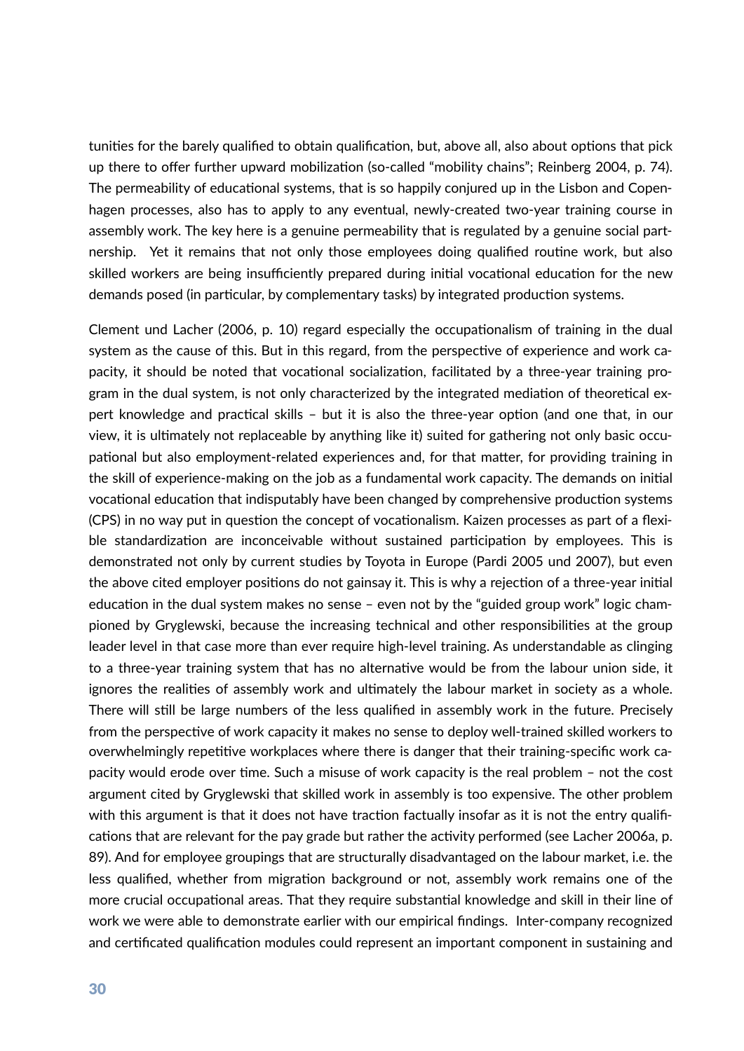tunities for the barely qualified to obtain qualification, but, above all, also about options that pick up there to offer further upward mobilization (so-called "mobility chains"; Reinberg 2004, p. 74). The permeability of educational systems, that is so happily conjured up in the Lisbon and Copenhagen processes, also has to apply to any eventual, newly-created two-year training course in assembly work. The key here is a genuine permeability that is regulated by a genuine social partnership. Yet it remains that not only those employees doing qualified routine work, but also skilled workers are being insufficiently prepared during initial vocational education for the new demands posed (in particular, by complementary tasks) by integrated production systems.

Clement und Lacher (2006, p. 10) regard especially the occupationalism of training in the dual system as the cause of this. But in this regard, from the perspective of experience and work capacity, it should be noted that vocational socialization, facilitated by a three-year training program in the dual system, is not only characterized by the integrated mediation of theoretical expert knowledge and practical skills – but it is also the three-year option (and one that, in our view, it is ultimately not replaceable by anything like it) suited for gathering not only basic occupational but also employment-related experiences and, for that matter, for providing training in the skill of experience-making on the job as a fundamental work capacity. The demands on initial vocational education that indisputably have been changed by comprehensive production systems (CPS) in no way put in question the concept of vocationalism. Kaizen processes as part of a flexible standardization are inconceivable without sustained participation by employees. This is demonstrated not only by current studies by Toyota in Europe (Pardi 2005 und 2007), but even the above cited employer positions do not gainsay it. This is why a rejection of a three-year initial education in the dual system makes no sense – even not by the "guided group work" logic championed by Gryglewski, because the increasing technical and other responsibilities at the group leader level in that case more than ever require high-level training. As understandable as clinging to a three-year training system that has no alternative would be from the labour union side, it ignores the realities of assembly work and ultimately the labour market in society as a whole. There will still be large numbers of the less qualified in assembly work in the future. Precisely from the perspective of work capacity it makes no sense to deploy well-trained skilled workers to overwhelmingly repetitive workplaces where there is danger that their training-specific work capacity would erode over time. Such a misuse of work capacity is the real problem – not the cost argument cited by Gryglewski that skilled work in assembly is too expensive. The other problem with this argument is that it does not have traction factually insofar as it is not the entry qualifications that are relevant for the pay grade but rather the activity performed (see Lacher 2006a, p. 89). And for employee groupings that are structurally disadvantaged on the labour market, i.e. the less qualified, whether from migration background or not, assembly work remains one of the more crucial occupational areas. That they require substantial knowledge and skill in their line of work we were able to demonstrate earlier with our empirical findings. Inter-company recognized and certificated qualification modules could represent an important component in sustaining and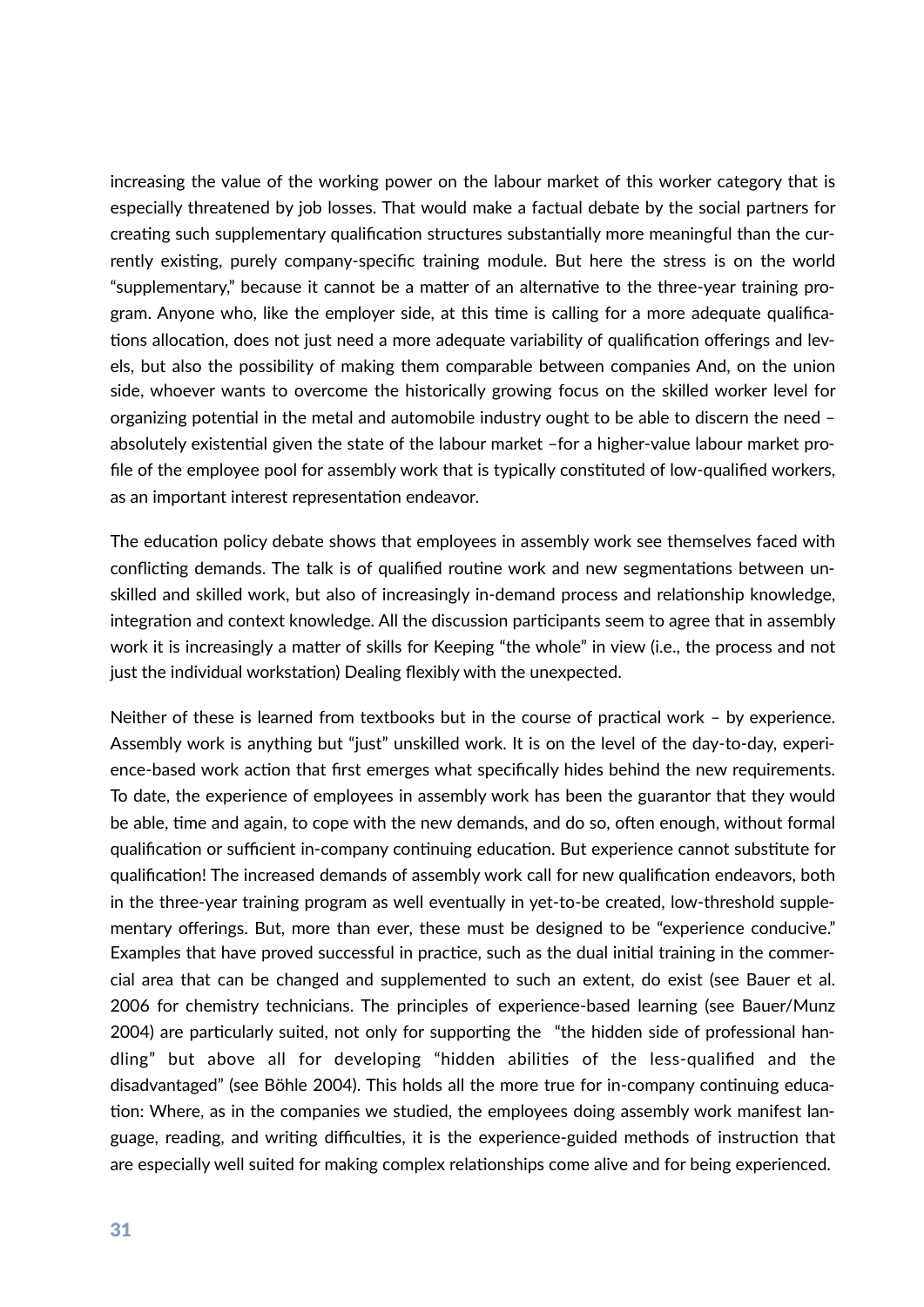increasing the value of the working power on the labour market of this worker category that is especially threatened by job losses. That would make a factual debate by the social partners for creating such supplementary qualification structures substantially more meaningful than the currently existing, purely company-specific training module. But here the stress is on the world "supplementary," because it cannot be a matter of an alternative to the three-year training program. Anyone who, like the employer side, at this time is calling for a more adequate qualifications allocation, does not just need a more adequate variability of qualification offerings and levels, but also the possibility of making them comparable between companies And, on the union side, whoever wants to overcome the historically growing focus on the skilled worker level for organizing potential in the metal and automobile industry ought to be able to discern the need – absolutely existential given the state of the labour market –for a higher-value labour market profile of the employee pool for assembly work that is typically constituted of low-qualified workers, as an important interest representation endeavor.

The education policy debate shows that employees in assembly work see themselves faced with conflicting demands. The talk is of qualified routine work and new segmentations between unskilled and skilled work, but also of increasingly in-demand process and relationship knowledge, integration and context knowledge. All the discussion participants seem to agree that in assembly work it is increasingly a matter of skills for Keeping "the whole" in view (i.e., the process and not just the individual workstation) Dealing flexibly with the unexpected.

Neither of these is learned from textbooks but in the course of practical work – by experience. Assembly work is anything but "just" unskilled work. It is on the level of the day-to-day, experience-based work action that first emerges what specifically hides behind the new requirements. To date, the experience of employees in assembly work has been the guarantor that they would be able, time and again, to cope with the new demands, and do so, often enough, without formal qualification or sufficient in-company continuing education. But experience cannot substitute for qualification! The increased demands of assembly work call for new qualification endeavors, both in the three-year training program as well eventually in yet-to-be created, low-threshold supplementary offerings. But, more than ever, these must be designed to be "experience conducive." Examples that have proved successful in practice, such as the dual initial training in the commercial area that can be changed and supplemented to such an extent, do exist (see Bauer et al. 2006 for chemistry technicians. The principles of experience-based learning (see Bauer/Munz 2004) are particularly suited, not only for supporting the "the hidden side of professional handling" but above all for developing "hidden abilities of the less-qualified and the disadvantaged" (see Böhle 2004). This holds all the more true for in-company continuing education: Where, as in the companies we studied, the employees doing assembly work manifest language, reading, and writing difficulties, it is the experience-guided methods of instruction that are especially well suited for making complex relationships come alive and for being experienced.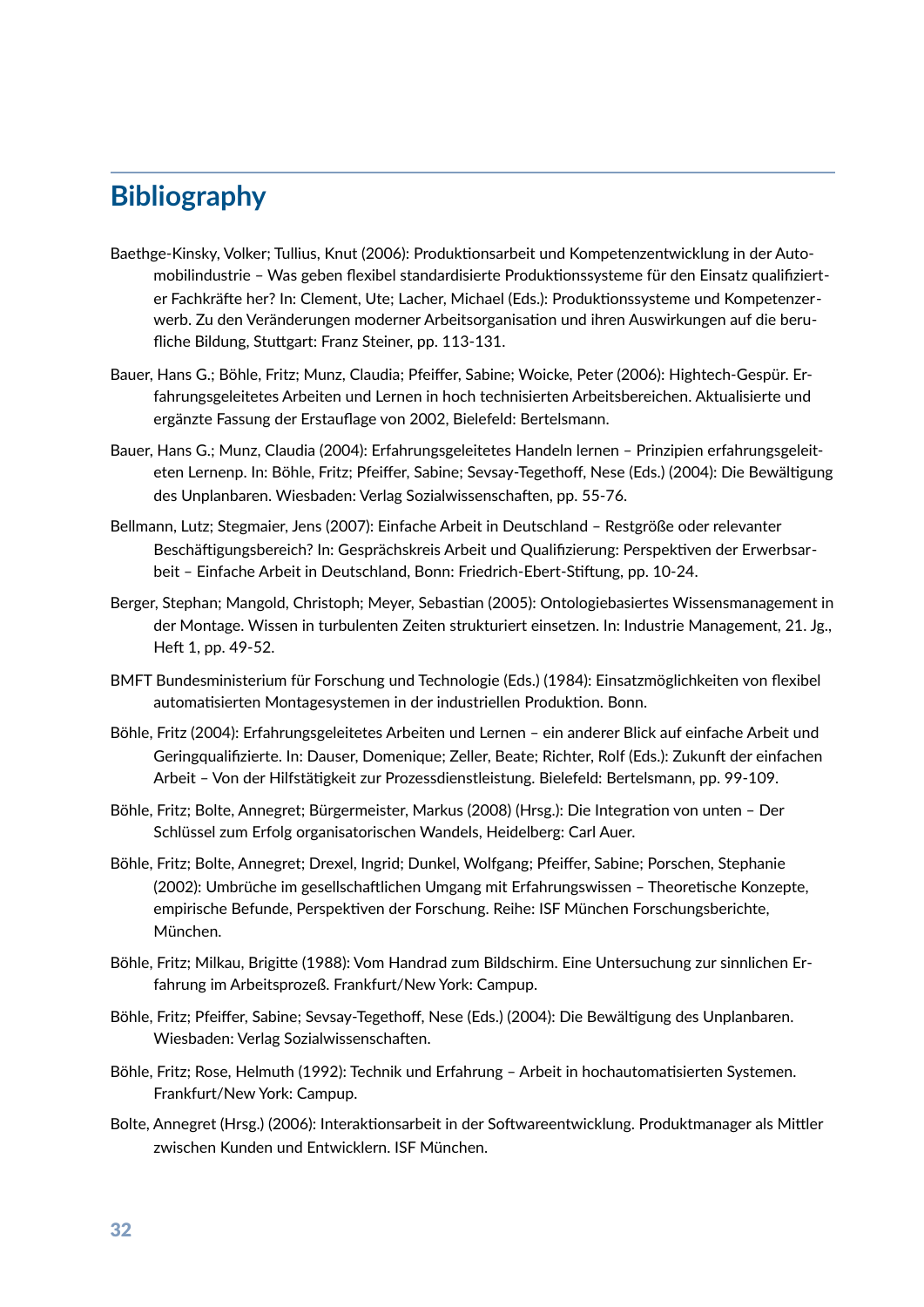# Bibliography

Baethge-Kinsky, Volker; Tullius, Knut (2006): Produktionsarbeit und Kompetenzentwicklung in der Automobilindustrie – Was geben flexibel standardisierte Produktionssysteme für den Einsatz qualifizierter Fachkräfte her? In: Clement, Ute; Lacher, Michael (Eds.): Produktionssysteme und Kompetenzerwerb. Zu den Veränderungen moderner Arbeitsorganisation und ihren Auswirkungen auf die berufliche Bildung, Stuttgart: Franz Steiner, pp. 113-131.

Bauer, Hans G.; Böhle, Fritz; Munz, Claudia; Pfeiffer, Sabine; Woicke, Peter (2006): Hightech-Gespür. Erfahrungsgeleitetes Arbeiten und Lernen in hoch technisierten Arbeitsbereichen. Aktualisierte und ergänzte Fassung der Erstauflage von 2002, Bielefeld: Bertelsmann.

Bauer, Hans G.; Munz, Claudia (2004): Erfahrungsgeleitetes Handeln lernen – Prinzipien erfahrungsgeleiteten Lernenp. In: Böhle, Fritz; Pfeiffer, Sabine; Sevsay-Tegethoff, Nese (Eds.) (2004): Die Bewältigung des Unplanbaren. Wiesbaden: Verlag Sozialwissenschaften, pp. 55-76.

Bellmann, Lutz; Stegmaier, Jens (2007): Einfache Arbeit in Deutschland – Restgröße oder relevanter Beschäftigungsbereich? In: Gesprächskreis Arbeit und Qualifizierung: Perspektiven der Erwerbsarbeit – Einfache Arbeit in Deutschland, Bonn: Friedrich-Ebert-Stiftung, pp. 10-24.

Berger, Stephan; Mangold, Christoph; Meyer, Sebastian (2005): Ontologiebasiertes Wissensmanagement in der Montage. Wissen in turbulenten Zeiten strukturiert einsetzen. In: Industrie Management, 21. Jg., Heft 1, pp. 49-52.

BMFT Bundesministerium für Forschung und Technologie (Eds.) (1984): Einsatzmöglichkeiten von flexibel automatisierten Montagesystemen in der industriellen Produktion. Bonn.

Böhle, Fritz (2004): Erfahrungsgeleitetes Arbeiten und Lernen – ein anderer Blick auf einfache Arbeit und Geringqualifizierte. In: Dauser, Domenique; Zeller, Beate; Richter, Rolf (Eds.): Zukunft der einfachen Arbeit – Von der Hilfstätigkeit zur Prozessdienstleistung. Bielefeld: Bertelsmann, pp. 99-109.

Böhle, Fritz; Bolte, Annegret; Bürgermeister, Markus (2008) (Hrsg.): Die Integration von unten – Der Schlüssel zum Erfolg organisatorischen Wandels, Heidelberg: Carl Auer.

Böhle, Fritz; Bolte, Annegret; Drexel, Ingrid; Dunkel, Wolfgang; Pfeiffer, Sabine; Porschen, Stephanie (2002): Umbrüche im gesellschaftlichen Umgang mit Erfahrungswissen – Theoretische Konzepte, empirische Befunde, Perspektiven der Forschung. Reihe: ISF München Forschungsberichte, München.

Böhle, Fritz; Milkau, Brigitte (1988): Vom Handrad zum Bildschirm. Eine Untersuchung zur sinnlichen Erfahrung im Arbeitsprozeß. Frankfurt/New York: Campup.

Böhle, Fritz; Pfeiffer, Sabine; Sevsay-Tegethoff, Nese (Eds.) (2004): Die Bewältigung des Unplanbaren. Wiesbaden: Verlag Sozialwissenschaften.

Böhle, Fritz; Rose, Helmuth (1992): Technik und Erfahrung – Arbeit in hochautomatisierten Systemen. Frankfurt/New York: Campup.

Bolte, Annegret (Hrsg.) (2006): Interaktionsarbeit in der Softwareentwicklung. Produktmanager als Mittler zwischen Kunden und Entwicklern. ISF München.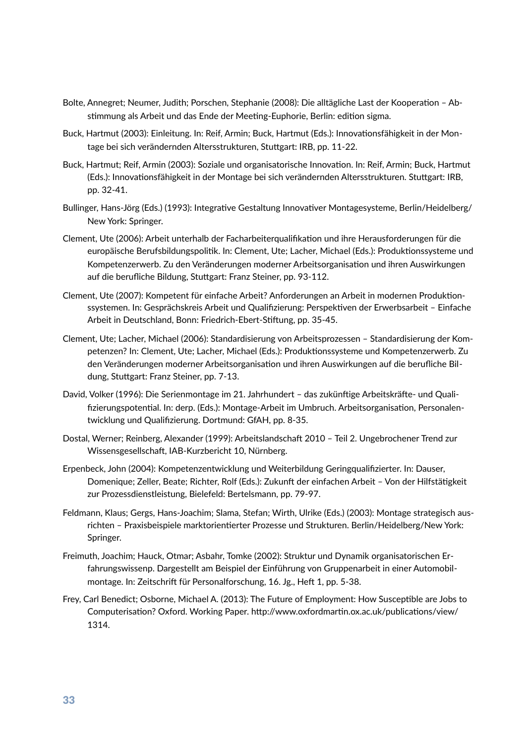Bolte, Annegret; Neumer, Judith; Porschen, Stephanie (2008): Die alltägliche Last der Kooperation – Abstimmung als Arbeit und das Ende der Meeting-Euphorie, Berlin: edition sigma.

Buck, Hartmut (2003): Einleitung. In: Reif, Armin; Buck, Hartmut (Eds.): Innovationsfähigkeit in der Montage bei sich verändernden Altersstrukturen, Stuttgart: IRB, pp. 11-22.

Buck, Hartmut; Reif, Armin (2003): Soziale und organisatorische Innovation. In: Reif, Armin; Buck, Hartmut (Eds.): Innovationsfähigkeit in der Montage bei sich verändernden Altersstrukturen. Stuttgart: IRB, pp. 32-41.

Bullinger, Hans-Jörg (Eds.) (1993): Integrative Gestaltung Innovativer Montagesysteme, Berlin/Heidelberg/New York: Springer.

Clement, Ute (2006): Arbeit unterhalb der Facharbeiterqualifikation und ihre Herausforderungen für die europäische Berufsbildungspolitik. In: Clement, Ute; Lacher, Michael (Eds.): Produktionssysteme und Kompetenzerwerb. Zu den Veränderungen moderner Arbeitsorganisation und ihren Auswirkungen auf die berufliche Bildung, Stuttgart: Franz Steiner, pp. 93-112.

Clement, Ute (2007): Kompetent für einfache Arbeit? Anforderungen an Arbeit in modernen Produktionssystemen. In: Gesprächskreis Arbeit und Qualifizierung: Perspektiven der Erwerbsarbeit – Einfache Arbeit in Deutschland, Bonn: Friedrich-Ebert-Stiftung, pp. 35-45.

Clement, Ute; Lacher, Michael (2006): Standardisierung von Arbeitsprozessen – Standardisierung der Kompetenzen? In: Clement, Ute; Lacher, Michael (Eds.): Produktionssysteme und Kompetenzerwerb. Zu den Veränderungen moderner Arbeitsorganisation und ihren Auswirkungen auf die berufliche Bildung, Stuttgart: Franz Steiner, pp. 7-13.

David, Volker (1996): Die Serienmontage im 21. Jahrhundert – das zukünftige Arbeitskräfte- und Qualifizierungspotential. In: derp. (Eds.): Montage-Arbeit im Umbruch. Arbeitsorganisation, Personalentwicklung und Qualifizierung. Dortmund: GfAH, pp. 8-35.

Dostal, Werner; Reinberg, Alexander (1999): Arbeitslandschaft 2010 – Teil 2. Ungebrochener Trend zur Wissensgesellschaft, IAB-Kurzbericht 10, Nürnberg.

Erpenbeck, John (2004): Kompetenzentwicklung und Weiterbildung Geringqualifizierter. In: Dauser, Domenique; Zeller, Beate; Richter, Rolf (Eds.): Zukunft der einfachen Arbeit – Von der Hilfstätigkeit zur Prozessdienstleistung, Bielefeld: Bertelsmann, pp. 79-97.

Feldmann, Klaus; Gergs, Hans-Joachim; Slama, Stefan; Wirth, Ulrike (Eds.) (2003): Montage strategisch ausrichten – Praxisbeispiele marktorientierter Prozesse und Strukturen. Berlin/Heidelberg/New York: Springer.

Freimuth, Joachim; Hauck, Otmar; Asbahr, Tomke (2002): Struktur und Dynamik organisatorischen Erfahrungswissenp. Dargestellt am Beispiel der Einführung von Gruppenarbeit in einer Automobilmontage. In: Zeitschrift für Personalforschung, 16. Jg., Heft 1, pp. 5-38.

Frey, Carl Benedict; Osborne, Michael A. (2013): The Future of Employment: How Susceptible are Jobs to Computerisation? Oxford. Working Paper. http://www.oxfordmartin.ox.ac.uk/publications/view/1314.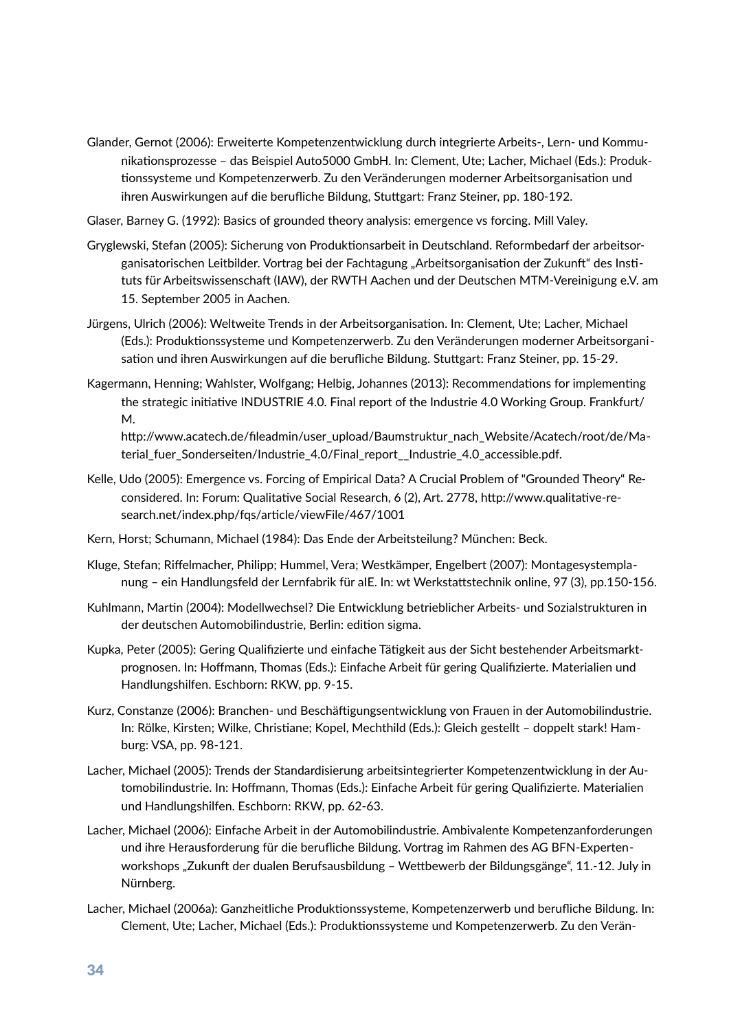Glander, Gernot (2006): Erweiterte Kompetenzentwicklung durch integrierte Arbeits-, Lern- und Kommunikationsprozesse – das Beispiel Auto5000 GmbH. In: Clement, Ute; Lacher, Michael (Eds.): Produktionssysteme und Kompetenzerwerb. Zu den Veränderungen moderner Arbeitsorganisation und ihren Auswirkungen auf die berufliche Bildung, Stuttgart: Franz Steiner, pp. 180-192.

Glaser, Barney G. (1992): Basics of grounded theory analysis: emergence vs forcing. Mill Valey.

Gryglewski, Stefan (2005): Sicherung von Produktionsarbeit in Deutschland. Reformbedarf der arbeitsorganisatorischen Leitbilder. Vortrag bei der Fachtagung „Arbeitsorganisation der Zukunft" des Instituts für Arbeitswissenschaft (IAW), der RWTH Aachen und der Deutschen MTM-Vereinigung e.V. am 15. September 2005 in Aachen.

Jürgens, Ulrich (2006): Weltweite Trends in der Arbeitsorganisation. In: Clement, Ute; Lacher, Michael (Eds.): Produktionssysteme und Kompetenzerwerb. Zu den Veränderungen moderner Arbeitsorganisation und ihren Auswirkungen auf die berufliche Bildung. Stuttgart: Franz Steiner, pp. 15-29.

Kagermann, Henning; Wahlster, Wolfgang; Helbig, Johannes (2013): Recommendations for implementing the strategic initiative INDUSTRIE 4.0. Final report of the Industrie 4.0 Working Group. Frankfurt/M.
http://www.acatech.de/fileadmin/user_upload/Baumstruktur_nach_Website/Acatech/root/de/Material_fuer_Sonderseiten/Industrie_4.0/Final_report__Industrie_4.0_accessible.pdf.

Kelle, Udo (2005): Emergence vs. Forcing of Empirical Data? A Crucial Problem of "Grounded Theory" Reconsidered. In: Forum: Qualitative Social Research, 6 (2), Art. 2778, http://www.qualitative-research.net/index.php/fqs/article/viewFile/467/1001

Kern, Horst; Schumann, Michael (1984): Das Ende der Arbeitsteilung? München: Beck.

Kluge, Stefan; Riffelmacher, Philipp; Hummel, Vera; Westkämper, Engelbert (2007): Montagesystemplanung – ein Handlungsfeld der Lernfabrik für aIE. In: wt Werkstattstechnik online, 97 (3), pp.150-156.

Kuhlmann, Martin (2004): Modellwechsel? Die Entwicklung betrieblicher Arbeits- und Sozialstrukturen in der deutschen Automobilindustrie, Berlin: edition sigma.

Kupka, Peter (2005): Gering Qualifizierte und einfache Tätigkeit aus der Sicht bestehender Arbeitsmarktprognosen. In: Hoffmann, Thomas (Eds.): Einfache Arbeit für gering Qualifizierte. Materialien und Handlungshilfen. Eschborn: RKW, pp. 9-15.

Kurz, Constanze (2006): Branchen- und Beschäftigungsentwicklung von Frauen in der Automobilindustrie. In: Rölke, Kirsten; Wilke, Christiane; Kopel, Mechthild (Eds.): Gleich gestellt – doppelt stark! Hamburg: VSA, pp. 98-121.

Lacher, Michael (2005): Trends der Standardisierung arbeitsintegrierter Kompetenzentwicklung in der Automobilindustrie. In: Hoffmann, Thomas (Eds.): Einfache Arbeit für gering Qualifizierte. Materialien und Handlungshilfen. Eschborn: RKW, pp. 62-63.

Lacher, Michael (2006): Einfache Arbeit in der Automobilindustrie. Ambivalente Kompetenzanforderungen und ihre Herausforderung für die berufliche Bildung. Vortrag im Rahmen des AG BFN-Expertenworkshops „Zukunft der dualen Berufsausbildung – Wettbewerb der Bildungsgänge", 11.-12. July in Nürnberg.

Lacher, Michael (2006a): Ganzheitliche Produktionssysteme, Kompetenzerwerb und berufliche Bildung. In: Clement, Ute; Lacher, Michael (Eds.): Produktionssysteme und Kompetenzerwerb. Zu den Verän-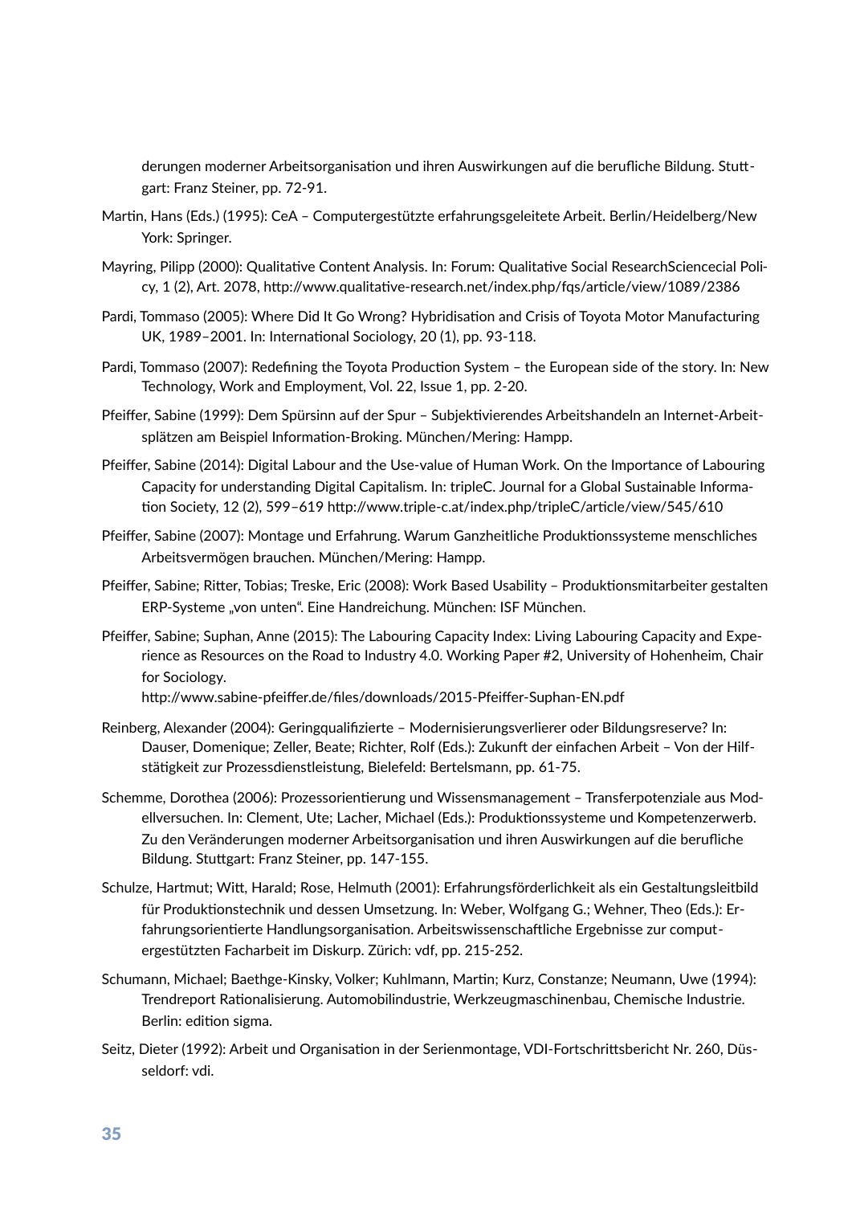derungen moderner Arbeitsorganisation und ihren Auswirkungen auf die berufliche Bildung. Stuttgart: Franz Steiner, pp. 72-91.

Martin, Hans (Eds.) (1995): CeA – Computergestützte erfahrungsgeleitete Arbeit. Berlin/Heidelberg/New York: Springer.

Mayring, Pilipp (2000): Qualitative Content Analysis. In: Forum: Qualitative Social ResearchSciencecial Policy, 1 (2), Art. 2078, http://www.qualitative-research.net/index.php/fqs/article/view/1089/2386

Pardi, Tommaso (2005): Where Did It Go Wrong? Hybridisation and Crisis of Toyota Motor Manufacturing UK, 1989–2001. In: International Sociology, 20 (1), pp. 93-118.

Pardi, Tommaso (2007): Redefining the Toyota Production System – the European side of the story. In: New Technology, Work and Employment, Vol. 22, Issue 1, pp. 2-20.

Pfeiffer, Sabine (1999): Dem Spürsinn auf der Spur – Subjektivierendes Arbeitshandeln an Internet-Arbeitsplätzen am Beispiel Information-Broking. München/Mering: Hampp.

Pfeiffer, Sabine (2014): Digital Labour and the Use-value of Human Work. On the Importance of Labouring Capacity for understanding Digital Capitalism. In: tripleC. Journal for a Global Sustainable Information Society, 12 (2), 599–619 http://www.triple-c.at/index.php/tripleC/article/view/545/610

Pfeiffer, Sabine (2007): Montage und Erfahrung. Warum Ganzheitliche Produktionssysteme menschliches Arbeitsvermögen brauchen. München/Mering: Hampp.

Pfeiffer, Sabine; Ritter, Tobias; Treske, Eric (2008): Work Based Usability – Produktionsmitarbeiter gestalten ERP-Systeme „von unten". Eine Handreichung. München: ISF München.

Pfeiffer, Sabine; Suphan, Anne (2015): The Labouring Capacity Index: Living Labouring Capacity and Experience as Resources on the Road to Industry 4.0. Working Paper #2, University of Hohenheim, Chair for Sociology.
http://www.sabine-pfeiffer.de/files/downloads/2015-Pfeiffer-Suphan-EN.pdf

Reinberg, Alexander (2004): Geringqualifizierte – Modernisierungsverlierer oder Bildungsreserve? In: Dauser, Domenique; Zeller, Beate; Richter, Rolf (Eds.): Zukunft der einfachen Arbeit – Von der Hilfstätigkeit zur Prozessdienstleistung, Bielefeld: Bertelsmann, pp. 61-75.

Schemme, Dorothea (2006): Prozessorientierung und Wissensmanagement – Transferpotenziale aus Modellversuchen. In: Clement, Ute; Lacher, Michael (Eds.): Produktionssysteme und Kompetenzerwerb. Zu den Veränderungen moderner Arbeitsorganisation und ihren Auswirkungen auf die berufliche Bildung. Stuttgart: Franz Steiner, pp. 147-155.

Schulze, Hartmut; Witt, Harald; Rose, Helmuth (2001): Erfahrungsförderlichkeit als ein Gestaltungsleitbild für Produktionstechnik und dessen Umsetzung. In: Weber, Wolfgang G.; Wehner, Theo (Eds.): Erfahrungsorientierte Handlungsorganisation. Arbeitswissenschaftliche Ergebnisse zur computergestützten Facharbeit im Diskurp. Zürich: vdf, pp. 215-252.

Schumann, Michael; Baethge-Kinsky, Volker; Kuhlmann, Martin; Kurz, Constanze; Neumann, Uwe (1994): Trendreport Rationalisierung. Automobilindustrie, Werkzeugmaschinenbau, Chemische Industrie. Berlin: edition sigma.

Seitz, Dieter (1992): Arbeit und Organisation in der Serienmontage, VDI-Fortschrittsbericht Nr. 260, Düsseldorf: vdi.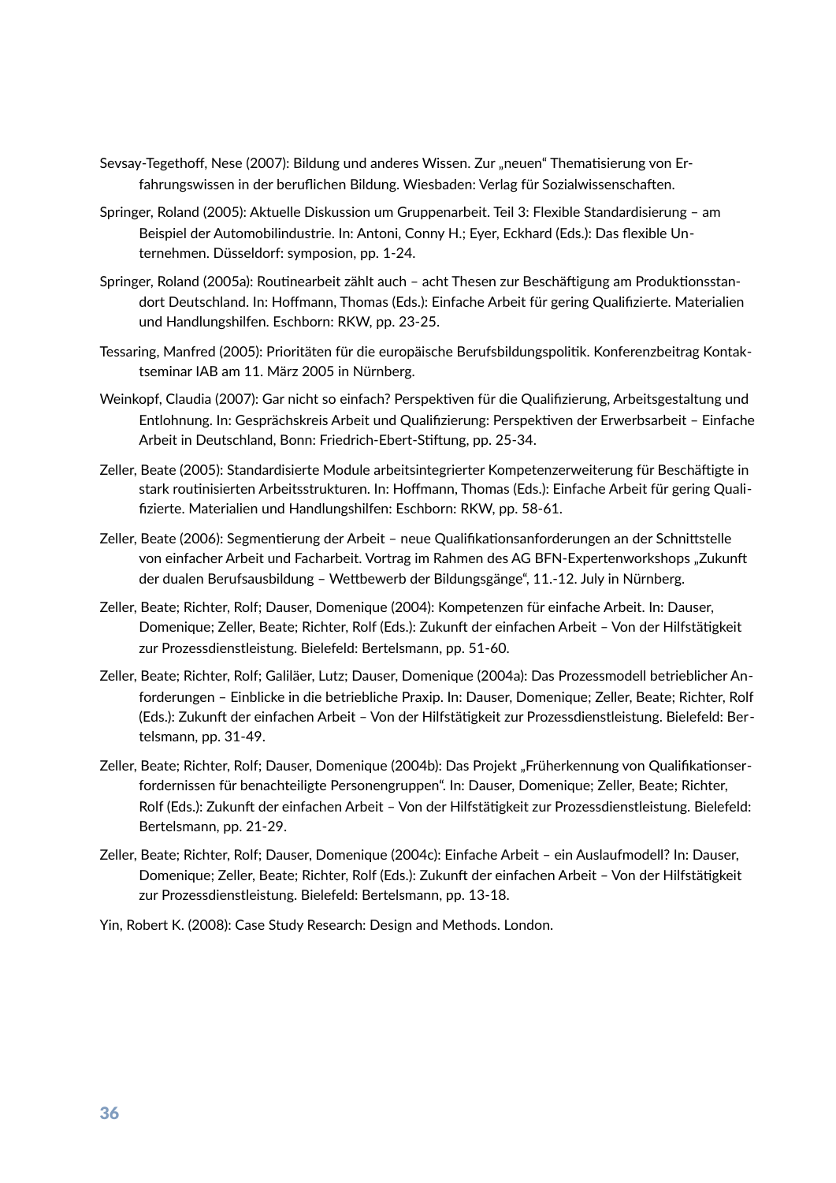Sevsay-Tegethoff, Nese (2007): Bildung und anderes Wissen. Zur „neuen" Thematisierung von Erfahrungswissen in der beruflichen Bildung. Wiesbaden: Verlag für Sozialwissenschaften.

Springer, Roland (2005): Aktuelle Diskussion um Gruppenarbeit. Teil 3: Flexible Standardisierung – am Beispiel der Automobilindustrie. In: Antoni, Conny H.; Eyer, Eckhard (Eds.): Das flexible Unternehmen. Düsseldorf: symposion, pp. 1-24.

Springer, Roland (2005a): Routinearbeit zählt auch – acht Thesen zur Beschäftigung am Produktionsstandort Deutschland. In: Hoffmann, Thomas (Eds.): Einfache Arbeit für gering Qualifizierte. Materialien und Handlungshilfen. Eschborn: RKW, pp. 23-25.

Tessaring, Manfred (2005): Prioritäten für die europäische Berufsbildungspolitik. Konferenzbeitrag Kontaktseminar IAB am 11. März 2005 in Nürnberg.

Weinkopf, Claudia (2007): Gar nicht so einfach? Perspektiven für die Qualifizierung, Arbeitsgestaltung und Entlohnung. In: Gesprächskreis Arbeit und Qualifizierung: Perspektiven der Erwerbsarbeit – Einfache Arbeit in Deutschland, Bonn: Friedrich-Ebert-Stiftung, pp. 25-34.

Zeller, Beate (2005): Standardisierte Module arbeitsintegrierter Kompetenzerweiterung für Beschäftigte in stark routinisierten Arbeitsstrukturen. In: Hoffmann, Thomas (Eds.): Einfache Arbeit für gering Qualifizierte. Materialien und Handlungshilfen: Eschborn: RKW, pp. 58-61.

Zeller, Beate (2006): Segmentierung der Arbeit – neue Qualifikationsanforderungen an der Schnittstelle von einfacher Arbeit und Facharbeit. Vortrag im Rahmen des AG BFN-Expertenworkshops „Zukunft der dualen Berufsausbildung – Wettbewerb der Bildungsgänge", 11.-12. July in Nürnberg.

Zeller, Beate; Richter, Rolf; Dauser, Domenique (2004): Kompetenzen für einfache Arbeit. In: Dauser, Domenique; Zeller, Beate; Richter, Rolf (Eds.): Zukunft der einfachen Arbeit – Von der Hilfstätigkeit zur Prozessdienstleistung. Bielefeld: Bertelsmann, pp. 51-60.

Zeller, Beate; Richter, Rolf; Galiläer, Lutz; Dauser, Domenique (2004a): Das Prozessmodell betrieblicher Anforderungen – Einblicke in die betriebliche Praxip. In: Dauser, Domenique; Zeller, Beate; Richter, Rolf (Eds.): Zukunft der einfachen Arbeit – Von der Hilfstätigkeit zur Prozessdienstleistung. Bielefeld: Bertelsmann, pp. 31-49.

Zeller, Beate; Richter, Rolf; Dauser, Domenique (2004b): Das Projekt „Früherkennung von Qualifikationserfordernissen für benachteiligte Personengruppen". In: Dauser, Domenique; Zeller, Beate; Richter, Rolf (Eds.): Zukunft der einfachen Arbeit – Von der Hilfstätigkeit zur Prozessdienstleistung. Bielefeld: Bertelsmann, pp. 21-29.

Zeller, Beate; Richter, Rolf; Dauser, Domenique (2004c): Einfache Arbeit – ein Auslaufmodell? In: Dauser, Domenique; Zeller, Beate; Richter, Rolf (Eds.): Zukunft der einfachen Arbeit – Von der Hilfstätigkeit zur Prozessdienstleistung. Bielefeld: Bertelsmann, pp. 13-18.

Yin, Robert K. (2008): Case Study Research: Design and Methods. London.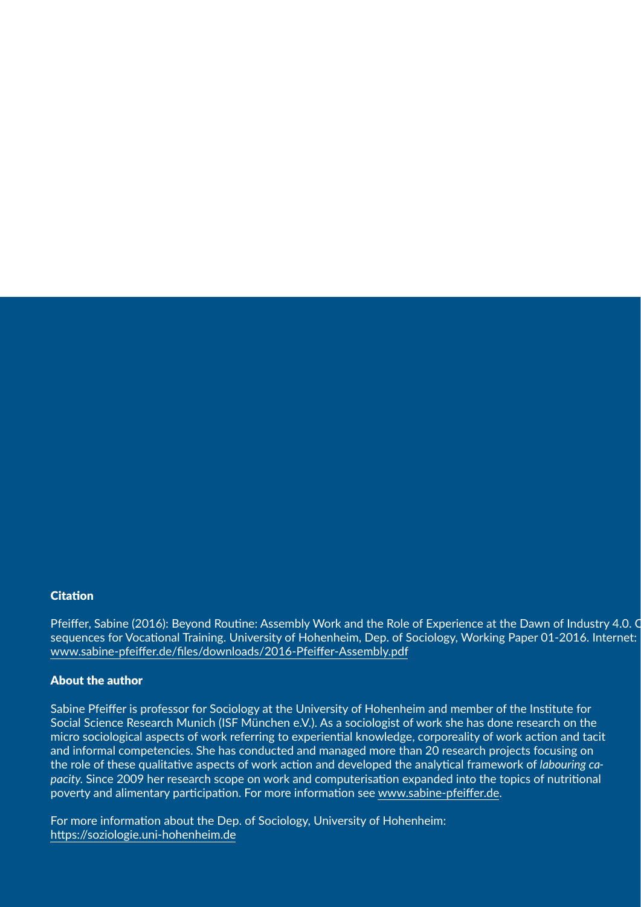### Citation

Pfeiffer, Sabine (2016): Beyond Routine: Assembly Work and the Role of Experience at the Dawn of Industry 4.0. Consequences for Vocational Training. University of Hohenheim, Dep. of Sociology, Working Paper 01-2016. Internet: www.sabine-pfeiffer.de/files/downloads/2016-Pfeiffer-Assembly.pdf

### About the author

Sabine Pfeiffer is professor for Sociology at the University of Hohenheim and member of the Institute for Social Science Research Munich (ISF München e.V.). As a sociologist of work she has done research on the micro sociological aspects of work referring to experiential knowledge, corporeality of work action and tacit and informal competencies. She has conducted and managed more than 20 research projects focusing on the role of these qualitative aspects of work action and developed the analytical framework of *labouring capacity*. Since 2009 her research scope on work and computerisation expanded into the topics of nutritional poverty and alimentary participation. For more information see www.sabine-pfeiffer.de.

For more information about the Dep. of Sociology, University of Hohenheim: https://soziologie.uni-hohenheim.de